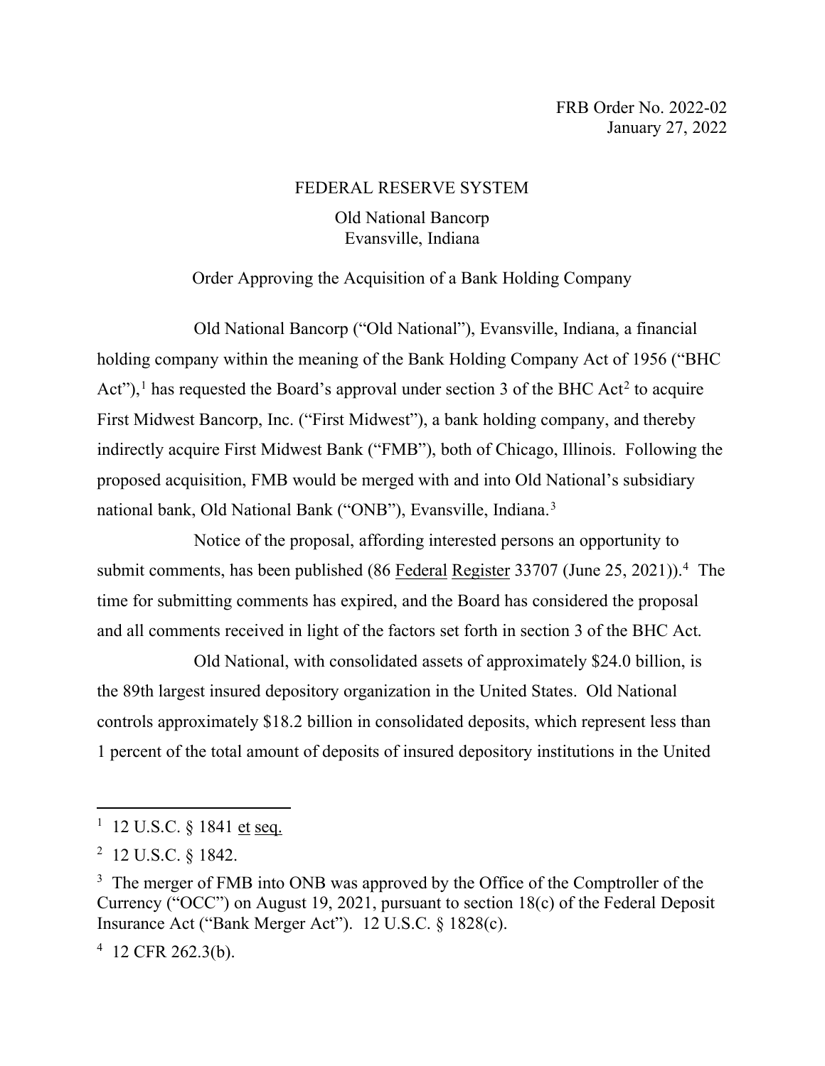FRB Order No. 2022-02
January 27, 2022

FEDERAL RESERVE SYSTEM

Old National Bancorp
Evansville, Indiana

Order Approving the Acquisition of a Bank Holding Company

Old National Bancorp ("Old National"), Evansville, Indiana, a financial holding company within the meaning of the Bank Holding Company Act of 1956 ("BHC Act"),[1] has requested the Board's approval under section 3 of the BHC Act[2] to acquire First Midwest Bancorp, Inc. ("First Midwest"), a bank holding company, and thereby indirectly acquire First Midwest Bank ("FMB"), both of Chicago, Illinois. Following the proposed acquisition, FMB would be merged with and into Old National's subsidiary national bank, Old National Bank ("ONB"), Evansville, Indiana.[3]

Notice of the proposal, affording interested persons an opportunity to submit comments, has been published (86 Federal Register 33707 (June 25, 2021)).[4] The time for submitting comments has expired, and the Board has considered the proposal and all comments received in light of the factors set forth in section 3 of the BHC Act.

Old National, with consolidated assets of approximately $24.0 billion, is the 89th largest insured depository organization in the United States. Old National controls approximately $18.2 billion in consolidated deposits, which represent less than 1 percent of the total amount of deposits of insured depository institutions in the United

---

[1] 12 U.S.C. § 1841 et seq.

[2] 12 U.S.C. § 1842.

[3] The merger of FMB into ONB was approved by the Office of the Comptroller of the Currency ("OCC") on August 19, 2021, pursuant to section 18(c) of the Federal Deposit Insurance Act ("Bank Merger Act"). 12 U.S.C. § 1828(c).

[4] 12 CFR 262.3(b).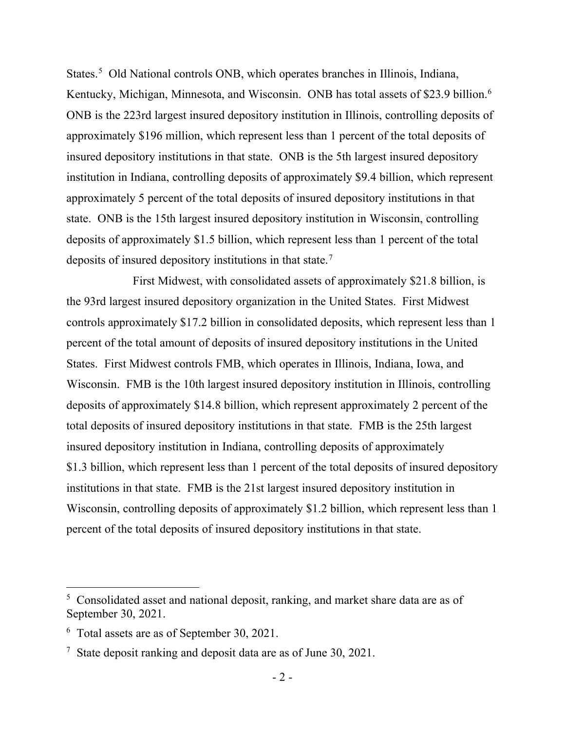States.[5] Old National controls ONB, which operates branches in Illinois, Indiana, Kentucky, Michigan, Minnesota, and Wisconsin. ONB has total assets of $23.9 billion.[6] ONB is the 223rd largest insured depository institution in Illinois, controlling deposits of approximately $196 million, which represent less than 1 percent of the total deposits of insured depository institutions in that state. ONB is the 5th largest insured depository institution in Indiana, controlling deposits of approximately $9.4 billion, which represent approximately 5 percent of the total deposits of insured depository institutions in that state. ONB is the 15th largest insured depository institution in Wisconsin, controlling deposits of approximately $1.5 billion, which represent less than 1 percent of the total deposits of insured depository institutions in that state.[7]

First Midwest, with consolidated assets of approximately $21.8 billion, is the 93rd largest insured depository organization in the United States. First Midwest controls approximately $17.2 billion in consolidated deposits, which represent less than 1 percent of the total amount of deposits of insured depository institutions in the United States. First Midwest controls FMB, which operates in Illinois, Indiana, Iowa, and Wisconsin. FMB is the 10th largest insured depository institution in Illinois, controlling deposits of approximately $14.8 billion, which represent approximately 2 percent of the total deposits of insured depository institutions in that state. FMB is the 25th largest insured depository institution in Indiana, controlling deposits of approximately $1.3 billion, which represent less than 1 percent of the total deposits of insured depository institutions in that state. FMB is the 21st largest insured depository institution in Wisconsin, controlling deposits of approximately $1.2 billion, which represent less than 1 percent of the total deposits of insured depository institutions in that state.

---

[5] Consolidated asset and national deposit, ranking, and market share data are as of September 30, 2021.

[6] Total assets are as of September 30, 2021.

[7] State deposit ranking and deposit data are as of June 30, 2021.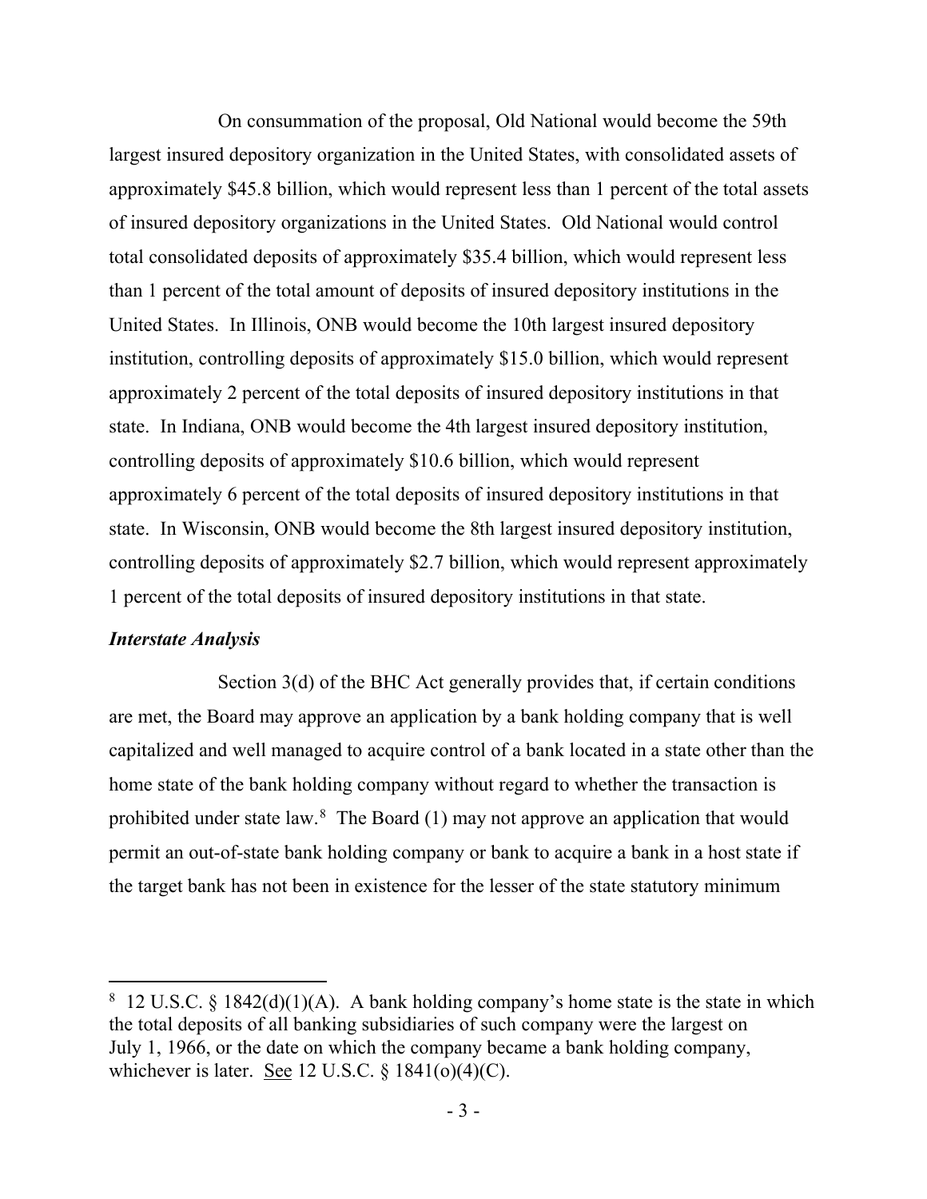On consummation of the proposal, Old National would become the 59th largest insured depository organization in the United States, with consolidated assets of approximately $45.8 billion, which would represent less than 1 percent of the total assets of insured depository organizations in the United States. Old National would control total consolidated deposits of approximately $35.4 billion, which would represent less than 1 percent of the total amount of deposits of insured depository institutions in the United States. In Illinois, ONB would become the 10th largest insured depository institution, controlling deposits of approximately $15.0 billion, which would represent approximately 2 percent of the total deposits of insured depository institutions in that state. In Indiana, ONB would become the 4th largest insured depository institution, controlling deposits of approximately $10.6 billion, which would represent approximately 6 percent of the total deposits of insured depository institutions in that state. In Wisconsin, ONB would become the 8th largest insured depository institution, controlling deposits of approximately $2.7 billion, which would represent approximately 1 percent of the total deposits of insured depository institutions in that state.

***Interstate Analysis***

Section 3(d) of the BHC Act generally provides that, if certain conditions are met, the Board may approve an application by a bank holding company that is well capitalized and well managed to acquire control of a bank located in a state other than the home state of the bank holding company without regard to whether the transaction is prohibited under state law.[8] The Board (1) may not approve an application that would permit an out-of-state bank holding company or bank to acquire a bank in a host state if the target bank has not been in existence for the lesser of the state statutory minimum

---

[8] 12 U.S.C. § 1842(d)(1)(A). A bank holding company's home state is the state in which the total deposits of all banking subsidiaries of such company were the largest on July 1, 1966, or the date on which the company became a bank holding company, whichever is later. See 12 U.S.C. § 1841(o)(4)(C).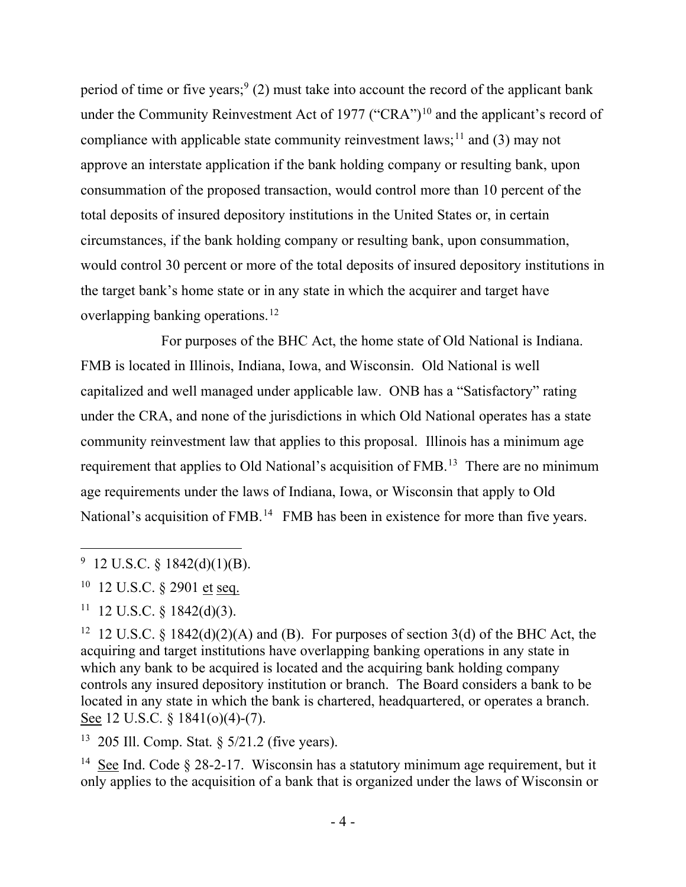period of time or five years;[9] (2) must take into account the record of the applicant bank under the Community Reinvestment Act of 1977 ("CRA")[10] and the applicant's record of compliance with applicable state community reinvestment laws;[11] and (3) may not approve an interstate application if the bank holding company or resulting bank, upon consummation of the proposed transaction, would control more than 10 percent of the total deposits of insured depository institutions in the United States or, in certain circumstances, if the bank holding company or resulting bank, upon consummation, would control 30 percent or more of the total deposits of insured depository institutions in the target bank's home state or in any state in which the acquirer and target have overlapping banking operations.[12]

For purposes of the BHC Act, the home state of Old National is Indiana. FMB is located in Illinois, Indiana, Iowa, and Wisconsin. Old National is well capitalized and well managed under applicable law. ONB has a "Satisfactory" rating under the CRA, and none of the jurisdictions in which Old National operates has a state community reinvestment law that applies to this proposal. Illinois has a minimum age requirement that applies to Old National's acquisition of FMB.[13] There are no minimum age requirements under the laws of Indiana, Iowa, or Wisconsin that apply to Old National's acquisition of FMB.[14] FMB has been in existence for more than five years.

---

[9] 12 U.S.C. § 1842(d)(1)(B).

[10] 12 U.S.C. § 2901 et seq.

[11] 12 U.S.C. § 1842(d)(3).

[12] 12 U.S.C. § 1842(d)(2)(A) and (B). For purposes of section 3(d) of the BHC Act, the acquiring and target institutions have overlapping banking operations in any state in which any bank to be acquired is located and the acquiring bank holding company controls any insured depository institution or branch. The Board considers a bank to be located in any state in which the bank is chartered, headquartered, or operates a branch. See 12 U.S.C. § 1841(o)(4)-(7).

[13] 205 Ill. Comp. Stat. § 5/21.2 (five years).

[14] See Ind. Code § 28-2-17. Wisconsin has a statutory minimum age requirement, but it only applies to the acquisition of a bank that is organized under the laws of Wisconsin or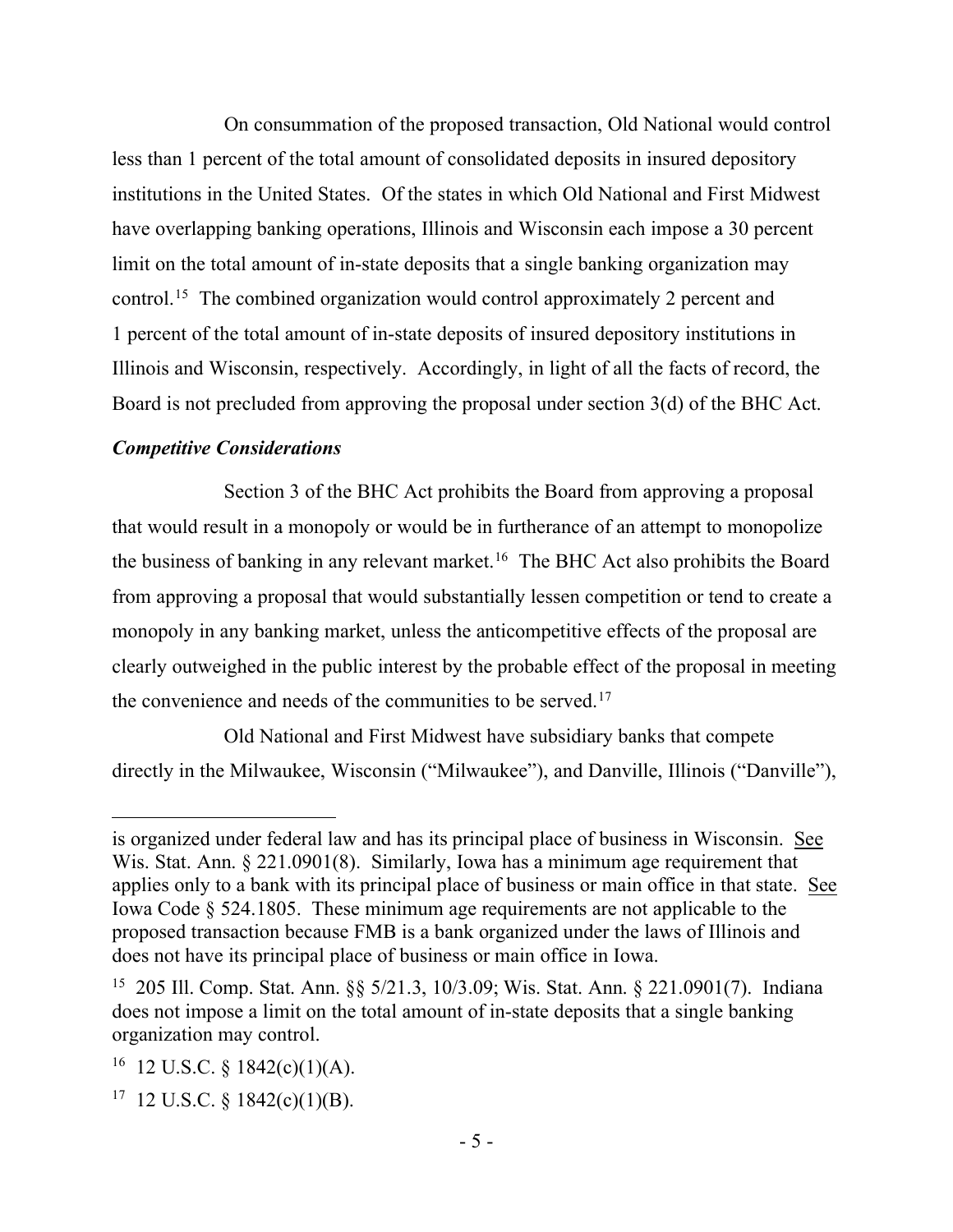On consummation of the proposed transaction, Old National would control less than 1 percent of the total amount of consolidated deposits in insured depository institutions in the United States. Of the states in which Old National and First Midwest have overlapping banking operations, Illinois and Wisconsin each impose a 30 percent limit on the total amount of in-state deposits that a single banking organization may control.[15] The combined organization would control approximately 2 percent and 1 percent of the total amount of in-state deposits of insured depository institutions in Illinois and Wisconsin, respectively. Accordingly, in light of all the facts of record, the Board is not precluded from approving the proposal under section 3(d) of the BHC Act.

### *Competitive Considerations*

Section 3 of the BHC Act prohibits the Board from approving a proposal that would result in a monopoly or would be in furtherance of an attempt to monopolize the business of banking in any relevant market.[16] The BHC Act also prohibits the Board from approving a proposal that would substantially lessen competition or tend to create a monopoly in any banking market, unless the anticompetitive effects of the proposal are clearly outweighed in the public interest by the probable effect of the proposal in meeting the convenience and needs of the communities to be served.[17]

Old National and First Midwest have subsidiary banks that compete directly in the Milwaukee, Wisconsin ("Milwaukee"), and Danville, Illinois ("Danville"),

---

is organized under federal law and has its principal place of business in Wisconsin. See Wis. Stat. Ann. § 221.0901(8). Similarly, Iowa has a minimum age requirement that applies only to a bank with its principal place of business or main office in that state. See Iowa Code § 524.1805. These minimum age requirements are not applicable to the proposed transaction because FMB is a bank organized under the laws of Illinois and does not have its principal place of business or main office in Iowa.

[15] 205 Ill. Comp. Stat. Ann. §§ 5/21.3, 10/3.09; Wis. Stat. Ann. § 221.0901(7). Indiana does not impose a limit on the total amount of in-state deposits that a single banking organization may control.

[16] 12 U.S.C. § 1842(c)(1)(A).

[17] 12 U.S.C. § 1842(c)(1)(B).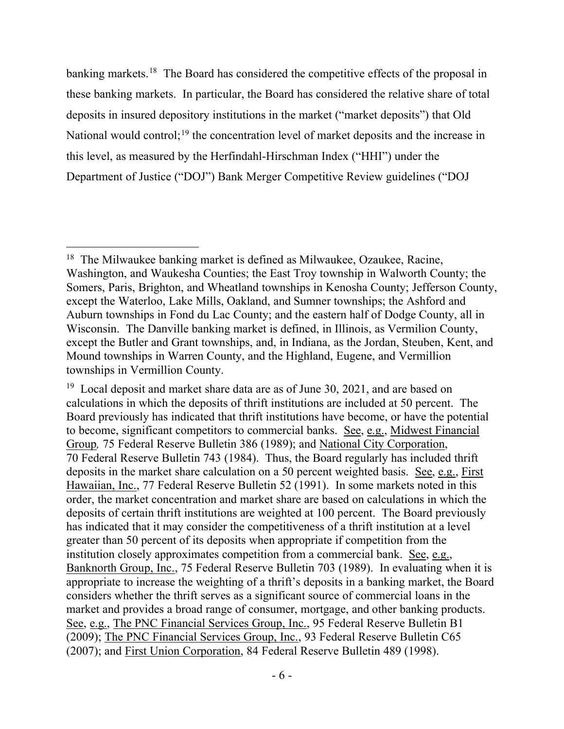banking markets.[18] The Board has considered the competitive effects of the proposal in these banking markets. In particular, the Board has considered the relative share of total deposits in insured depository institutions in the market ("market deposits") that Old National would control;[19] the concentration level of market deposits and the increase in this level, as measured by the Herfindahl-Hirschman Index ("HHI") under the Department of Justice ("DOJ") Bank Merger Competitive Review guidelines ("DOJ

---

[18] The Milwaukee banking market is defined as Milwaukee, Ozaukee, Racine, Washington, and Waukesha Counties; the East Troy township in Walworth County; the Somers, Paris, Brighton, and Wheatland townships in Kenosha County; Jefferson County, except the Waterloo, Lake Mills, Oakland, and Sumner townships; the Ashford and Auburn townships in Fond du Lac County; and the eastern half of Dodge County, all in Wisconsin. The Danville banking market is defined, in Illinois, as Vermilion County, except the Butler and Grant townships, and, in Indiana, as the Jordan, Steuben, Kent, and Mound townships in Warren County, and the Highland, Eugene, and Vermillion townships in Vermillion County.

[19] Local deposit and market share data are as of June 30, 2021, and are based on calculations in which the deposits of thrift institutions are included at 50 percent. The Board previously has indicated that thrift institutions have become, or have the potential to become, significant competitors to commercial banks. See, e.g., Midwest Financial Group, 75 Federal Reserve Bulletin 386 (1989); and National City Corporation, 70 Federal Reserve Bulletin 743 (1984). Thus, the Board regularly has included thrift deposits in the market share calculation on a 50 percent weighted basis. See, e.g., First Hawaiian, Inc., 77 Federal Reserve Bulletin 52 (1991). In some markets noted in this order, the market concentration and market share are based on calculations in which the deposits of certain thrift institutions are weighted at 100 percent. The Board previously has indicated that it may consider the competitiveness of a thrift institution at a level greater than 50 percent of its deposits when appropriate if competition from the institution closely approximates competition from a commercial bank. See, e.g., Banknorth Group, Inc., 75 Federal Reserve Bulletin 703 (1989). In evaluating when it is appropriate to increase the weighting of a thrift's deposits in a banking market, the Board considers whether the thrift serves as a significant source of commercial loans in the market and provides a broad range of consumer, mortgage, and other banking products. See, e.g., The PNC Financial Services Group, Inc., 95 Federal Reserve Bulletin B1 (2009); The PNC Financial Services Group, Inc., 93 Federal Reserve Bulletin C65 (2007); and First Union Corporation, 84 Federal Reserve Bulletin 489 (1998).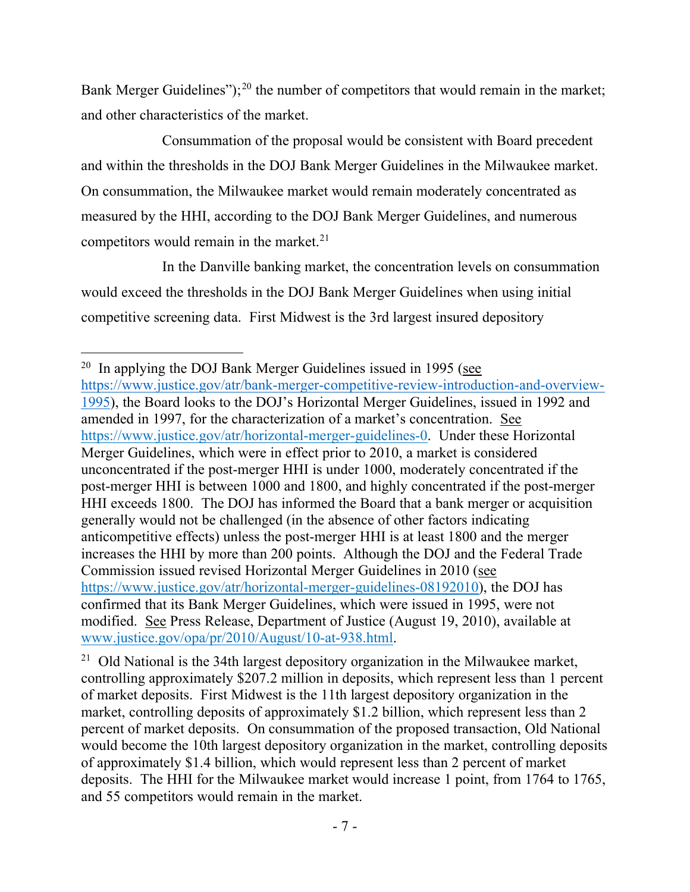Bank Merger Guidelines");[20] the number of competitors that would remain in the market; and other characteristics of the market.

Consummation of the proposal would be consistent with Board precedent and within the thresholds in the DOJ Bank Merger Guidelines in the Milwaukee market. On consummation, the Milwaukee market would remain moderately concentrated as measured by the HHI, according to the DOJ Bank Merger Guidelines, and numerous competitors would remain in the market.[21]

In the Danville banking market, the concentration levels on consummation would exceed the thresholds in the DOJ Bank Merger Guidelines when using initial competitive screening data. First Midwest is the 3rd largest insured depository

---

[20] In applying the DOJ Bank Merger Guidelines issued in 1995 (see https://www.justice.gov/atr/bank-merger-competitive-review-introduction-and-overview-1995), the Board looks to the DOJ's Horizontal Merger Guidelines, issued in 1992 and amended in 1997, for the characterization of a market's concentration. See https://www.justice.gov/atr/horizontal-merger-guidelines-0. Under these Horizontal Merger Guidelines, which were in effect prior to 2010, a market is considered unconcentrated if the post-merger HHI is under 1000, moderately concentrated if the post-merger HHI is between 1000 and 1800, and highly concentrated if the post-merger HHI exceeds 1800. The DOJ has informed the Board that a bank merger or acquisition generally would not be challenged (in the absence of other factors indicating anticompetitive effects) unless the post-merger HHI is at least 1800 and the merger increases the HHI by more than 200 points. Although the DOJ and the Federal Trade Commission issued revised Horizontal Merger Guidelines in 2010 (see https://www.justice.gov/atr/horizontal-merger-guidelines-08192010), the DOJ has confirmed that its Bank Merger Guidelines, which were issued in 1995, were not modified. See Press Release, Department of Justice (August 19, 2010), available at www.justice.gov/opa/pr/2010/August/10-at-938.html.

[21] Old National is the 34th largest depository organization in the Milwaukee market, controlling approximately $207.2 million in deposits, which represent less than 1 percent of market deposits. First Midwest is the 11th largest depository organization in the market, controlling deposits of approximately $1.2 billion, which represent less than 2 percent of market deposits. On consummation of the proposed transaction, Old National would become the 10th largest depository organization in the market, controlling deposits of approximately $1.4 billion, which would represent less than 2 percent of market deposits. The HHI for the Milwaukee market would increase 1 point, from 1764 to 1765, and 55 competitors would remain in the market.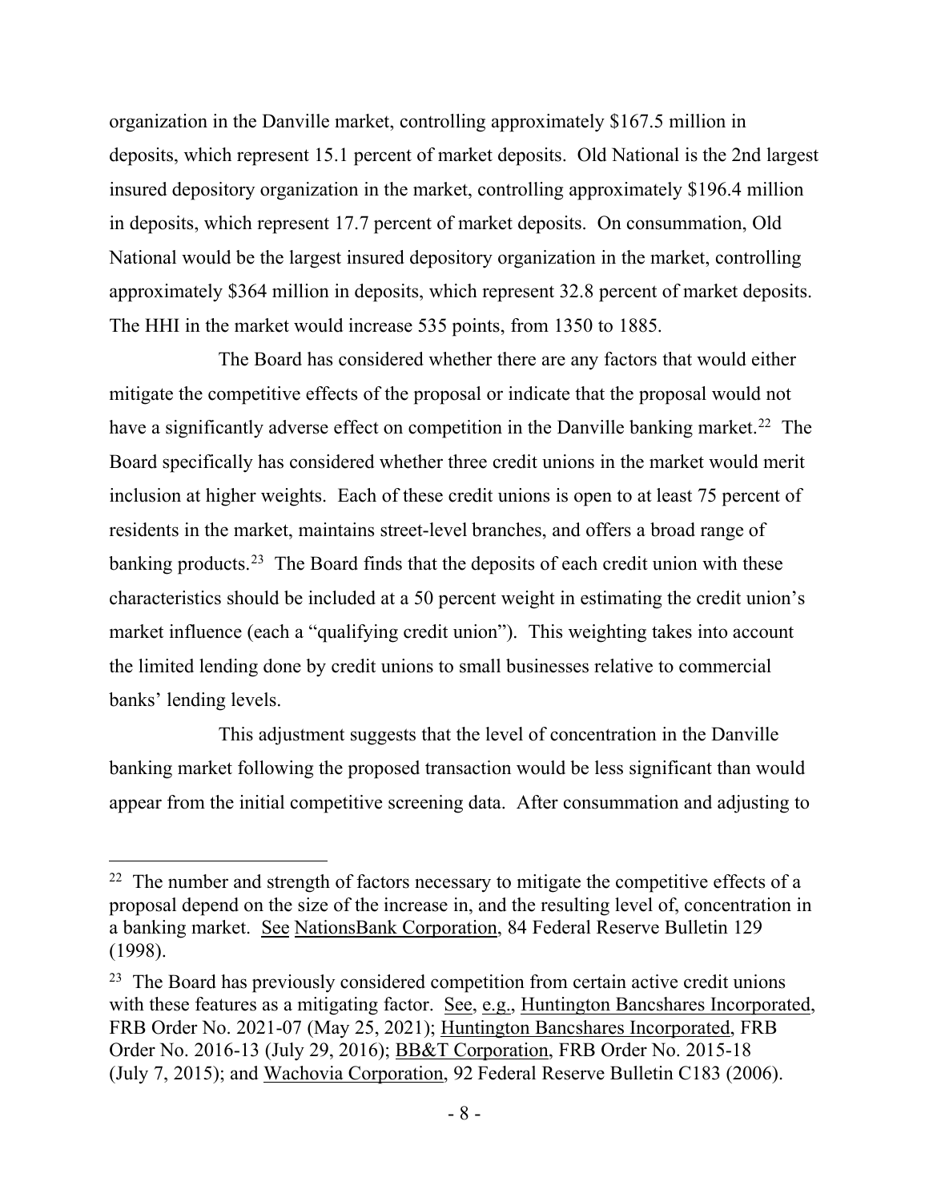organization in the Danville market, controlling approximately $167.5 million in deposits, which represent 15.1 percent of market deposits. Old National is the 2nd largest insured depository organization in the market, controlling approximately $196.4 million in deposits, which represent 17.7 percent of market deposits. On consummation, Old National would be the largest insured depository organization in the market, controlling approximately $364 million in deposits, which represent 32.8 percent of market deposits. The HHI in the market would increase 535 points, from 1350 to 1885.

The Board has considered whether there are any factors that would either mitigate the competitive effects of the proposal or indicate that the proposal would not have a significantly adverse effect on competition in the Danville banking market.[22] The Board specifically has considered whether three credit unions in the market would merit inclusion at higher weights. Each of these credit unions is open to at least 75 percent of residents in the market, maintains street-level branches, and offers a broad range of banking products.[23] The Board finds that the deposits of each credit union with these characteristics should be included at a 50 percent weight in estimating the credit union's market influence (each a "qualifying credit union"). This weighting takes into account the limited lending done by credit unions to small businesses relative to commercial banks' lending levels.

This adjustment suggests that the level of concentration in the Danville banking market following the proposed transaction would be less significant than would appear from the initial competitive screening data. After consummation and adjusting to

---

[22] The number and strength of factors necessary to mitigate the competitive effects of a proposal depend on the size of the increase in, and the resulting level of, concentration in a banking market. See NationsBank Corporation, 84 Federal Reserve Bulletin 129 (1998).

[23] The Board has previously considered competition from certain active credit unions with these features as a mitigating factor. See, e.g., Huntington Bancshares Incorporated, FRB Order No. 2021-07 (May 25, 2021); Huntington Bancshares Incorporated, FRB Order No. 2016-13 (July 29, 2016); BB&T Corporation, FRB Order No. 2015-18 (July 7, 2015); and Wachovia Corporation, 92 Federal Reserve Bulletin C183 (2006).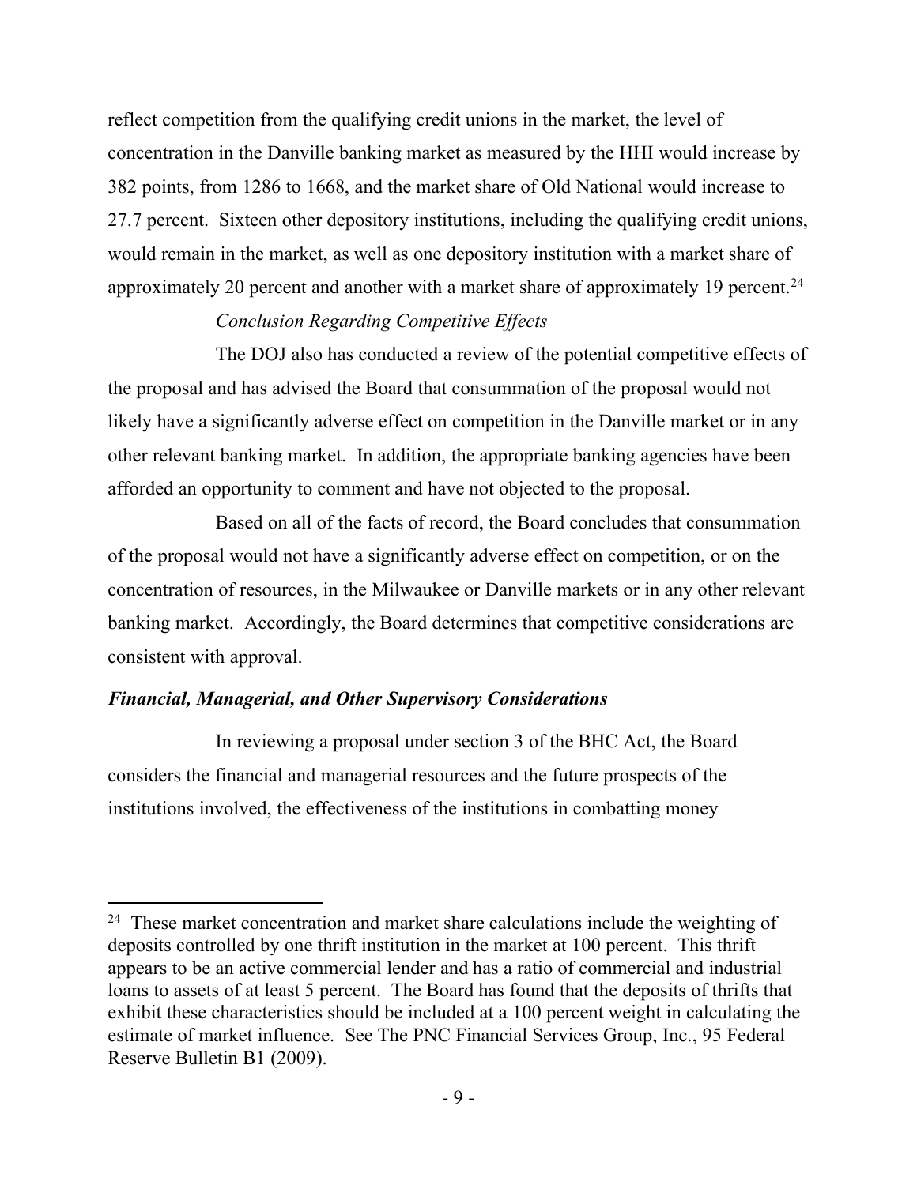reflect competition from the qualifying credit unions in the market, the level of concentration in the Danville banking market as measured by the HHI would increase by 382 points, from 1286 to 1668, and the market share of Old National would increase to 27.7 percent. Sixteen other depository institutions, including the qualifying credit unions, would remain in the market, as well as one depository institution with a market share of approximately 20 percent and another with a market share of approximately 19 percent.[24]

*Conclusion Regarding Competitive Effects*

The DOJ also has conducted a review of the potential competitive effects of the proposal and has advised the Board that consummation of the proposal would not likely have a significantly adverse effect on competition in the Danville market or in any other relevant banking market. In addition, the appropriate banking agencies have been afforded an opportunity to comment and have not objected to the proposal.

Based on all of the facts of record, the Board concludes that consummation of the proposal would not have a significantly adverse effect on competition, or on the concentration of resources, in the Milwaukee or Danville markets or in any other relevant banking market. Accordingly, the Board determines that competitive considerations are consistent with approval.

***Financial, Managerial, and Other Supervisory Considerations***

In reviewing a proposal under section 3 of the BHC Act, the Board considers the financial and managerial resources and the future prospects of the institutions involved, the effectiveness of the institutions in combatting money

---

[24] These market concentration and market share calculations include the weighting of deposits controlled by one thrift institution in the market at 100 percent. This thrift appears to be an active commercial lender and has a ratio of commercial and industrial loans to assets of at least 5 percent. The Board has found that the deposits of thrifts that exhibit these characteristics should be included at a 100 percent weight in calculating the estimate of market influence. See The PNC Financial Services Group, Inc., 95 Federal Reserve Bulletin B1 (2009).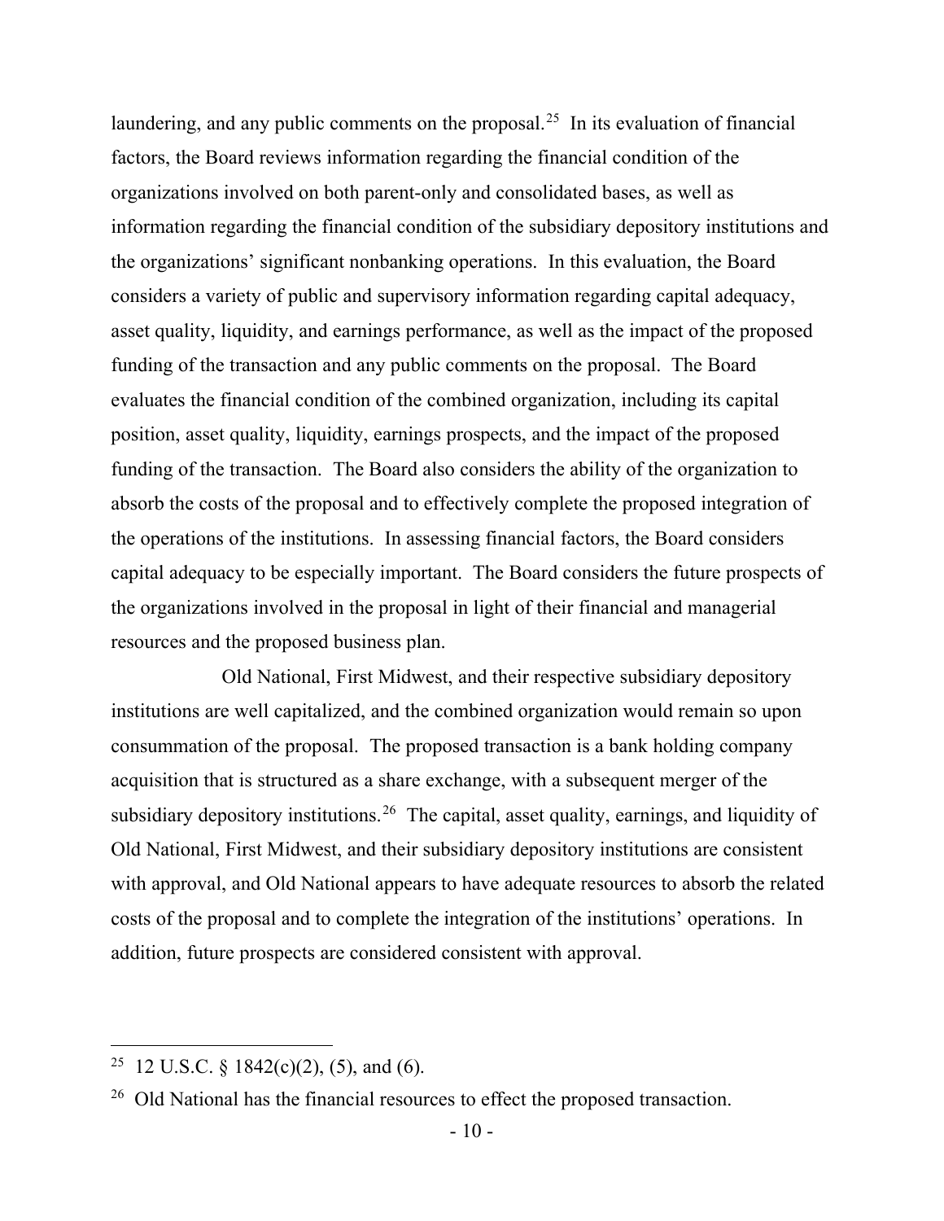laundering, and any public comments on the proposal.[25] In its evaluation of financial factors, the Board reviews information regarding the financial condition of the organizations involved on both parent-only and consolidated bases, as well as information regarding the financial condition of the subsidiary depository institutions and the organizations' significant nonbanking operations. In this evaluation, the Board considers a variety of public and supervisory information regarding capital adequacy, asset quality, liquidity, and earnings performance, as well as the impact of the proposed funding of the transaction and any public comments on the proposal. The Board evaluates the financial condition of the combined organization, including its capital position, asset quality, liquidity, earnings prospects, and the impact of the proposed funding of the transaction. The Board also considers the ability of the organization to absorb the costs of the proposal and to effectively complete the proposed integration of the operations of the institutions. In assessing financial factors, the Board considers capital adequacy to be especially important. The Board considers the future prospects of the organizations involved in the proposal in light of their financial and managerial resources and the proposed business plan.

Old National, First Midwest, and their respective subsidiary depository institutions are well capitalized, and the combined organization would remain so upon consummation of the proposal. The proposed transaction is a bank holding company acquisition that is structured as a share exchange, with a subsequent merger of the subsidiary depository institutions.[26] The capital, asset quality, earnings, and liquidity of Old National, First Midwest, and their subsidiary depository institutions are consistent with approval, and Old National appears to have adequate resources to absorb the related costs of the proposal and to complete the integration of the institutions' operations. In addition, future prospects are considered consistent with approval.

---

[25] 12 U.S.C. § 1842(c)(2), (5), and (6).

[26] Old National has the financial resources to effect the proposed transaction.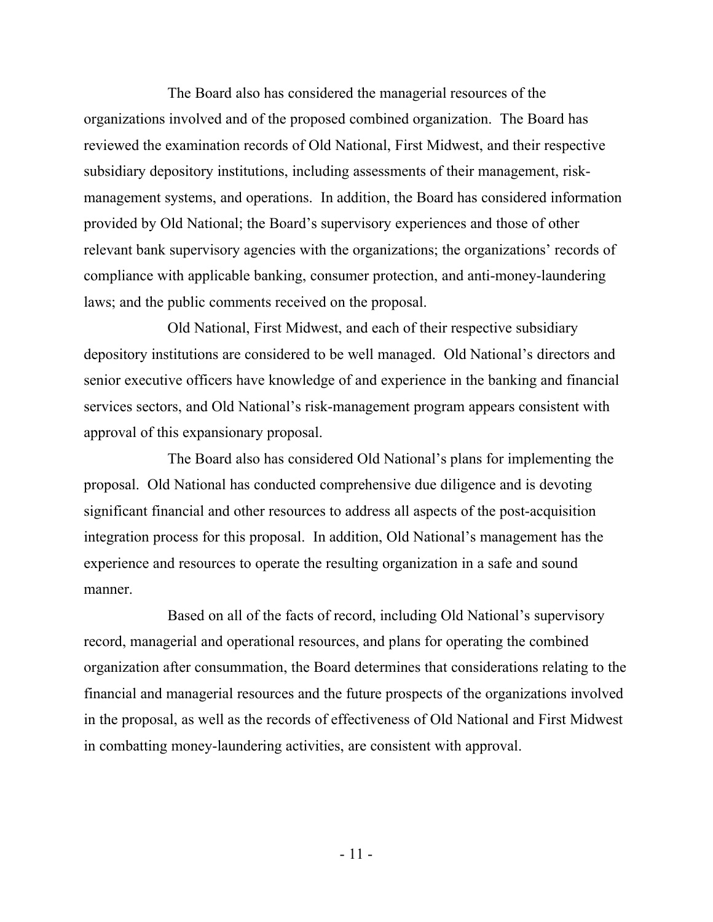The Board also has considered the managerial resources of the organizations involved and of the proposed combined organization. The Board has reviewed the examination records of Old National, First Midwest, and their respective subsidiary depository institutions, including assessments of their management, risk-management systems, and operations. In addition, the Board has considered information provided by Old National; the Board's supervisory experiences and those of other relevant bank supervisory agencies with the organizations; the organizations' records of compliance with applicable banking, consumer protection, and anti-money-laundering laws; and the public comments received on the proposal.

Old National, First Midwest, and each of their respective subsidiary depository institutions are considered to be well managed. Old National's directors and senior executive officers have knowledge of and experience in the banking and financial services sectors, and Old National's risk-management program appears consistent with approval of this expansionary proposal.

The Board also has considered Old National's plans for implementing the proposal. Old National has conducted comprehensive due diligence and is devoting significant financial and other resources to address all aspects of the post-acquisition integration process for this proposal. In addition, Old National's management has the experience and resources to operate the resulting organization in a safe and sound manner.

Based on all of the facts of record, including Old National's supervisory record, managerial and operational resources, and plans for operating the combined organization after consummation, the Board determines that considerations relating to the financial and managerial resources and the future prospects of the organizations involved in the proposal, as well as the records of effectiveness of Old National and First Midwest in combatting money-laundering activities, are consistent with approval.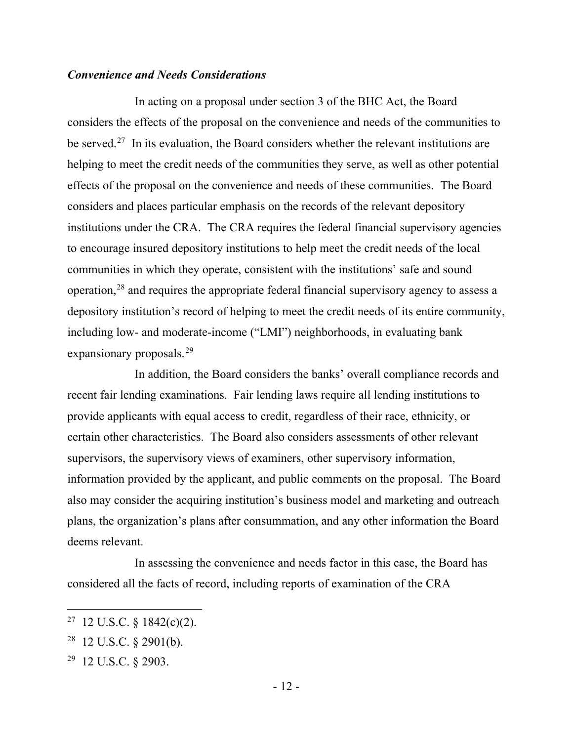***Convenience and Needs Considerations***

In acting on a proposal under section 3 of the BHC Act, the Board considers the effects of the proposal on the convenience and needs of the communities to be served.[27] In its evaluation, the Board considers whether the relevant institutions are helping to meet the credit needs of the communities they serve, as well as other potential effects of the proposal on the convenience and needs of these communities. The Board considers and places particular emphasis on the records of the relevant depository institutions under the CRA. The CRA requires the federal financial supervisory agencies to encourage insured depository institutions to help meet the credit needs of the local communities in which they operate, consistent with the institutions' safe and sound operation,[28] and requires the appropriate federal financial supervisory agency to assess a depository institution's record of helping to meet the credit needs of its entire community, including low- and moderate-income ("LMI") neighborhoods, in evaluating bank expansionary proposals.[29]

In addition, the Board considers the banks' overall compliance records and recent fair lending examinations. Fair lending laws require all lending institutions to provide applicants with equal access to credit, regardless of their race, ethnicity, or certain other characteristics. The Board also considers assessments of other relevant supervisors, the supervisory views of examiners, other supervisory information, information provided by the applicant, and public comments on the proposal. The Board also may consider the acquiring institution's business model and marketing and outreach plans, the organization's plans after consummation, and any other information the Board deems relevant.

In assessing the convenience and needs factor in this case, the Board has considered all the facts of record, including reports of examination of the CRA

---

[27] 12 U.S.C. § 1842(c)(2).

[28] 12 U.S.C. § 2901(b).

[29] 12 U.S.C. § 2903.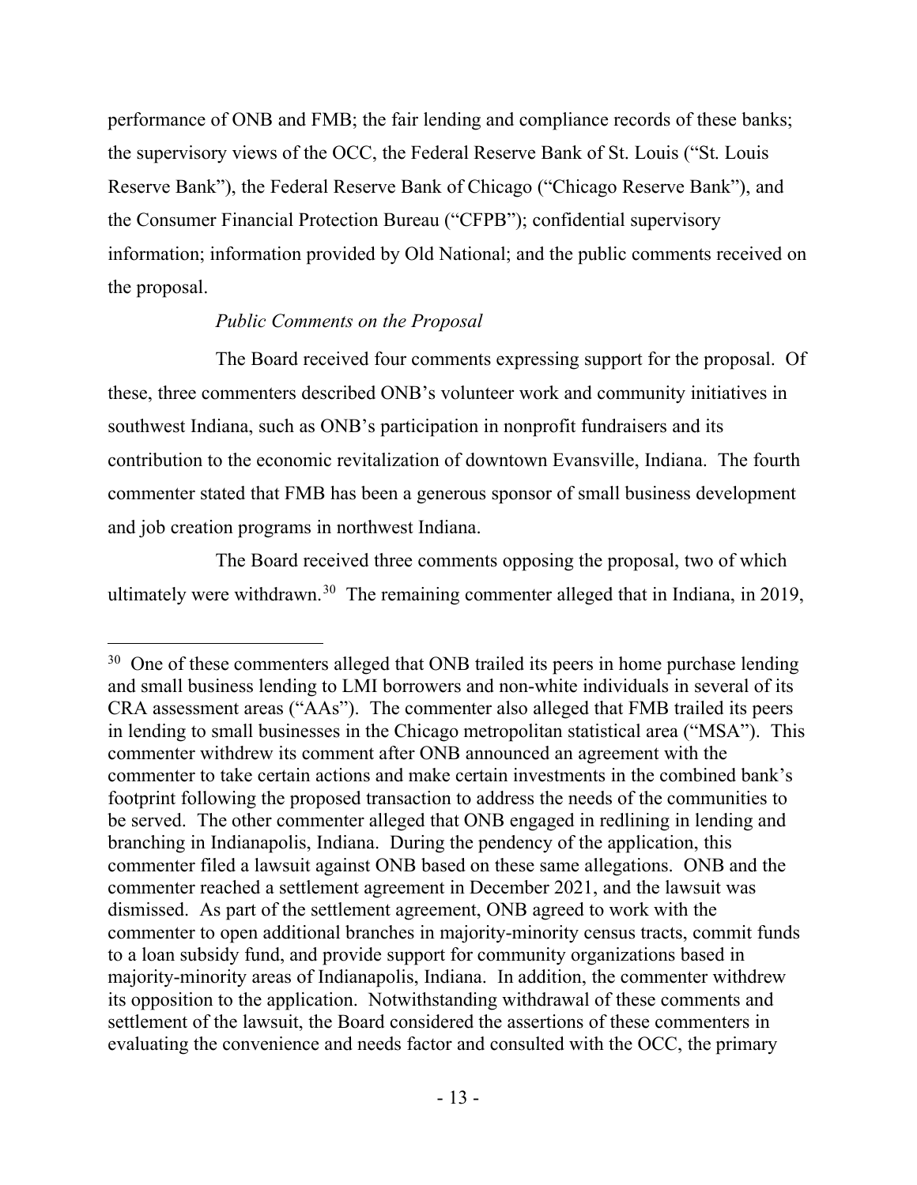performance of ONB and FMB; the fair lending and compliance records of these banks; the supervisory views of the OCC, the Federal Reserve Bank of St. Louis ("St. Louis Reserve Bank"), the Federal Reserve Bank of Chicago ("Chicago Reserve Bank"), and the Consumer Financial Protection Bureau ("CFPB"); confidential supervisory information; information provided by Old National; and the public comments received on the proposal.

*Public Comments on the Proposal*

The Board received four comments expressing support for the proposal. Of these, three commenters described ONB's volunteer work and community initiatives in southwest Indiana, such as ONB's participation in nonprofit fundraisers and its contribution to the economic revitalization of downtown Evansville, Indiana. The fourth commenter stated that FMB has been a generous sponsor of small business development and job creation programs in northwest Indiana.

The Board received three comments opposing the proposal, two of which ultimately were withdrawn.[30] The remaining commenter alleged that in Indiana, in 2019,

---

[30] One of these commenters alleged that ONB trailed its peers in home purchase lending and small business lending to LMI borrowers and non-white individuals in several of its CRA assessment areas ("AAs"). The commenter also alleged that FMB trailed its peers in lending to small businesses in the Chicago metropolitan statistical area ("MSA"). This commenter withdrew its comment after ONB announced an agreement with the commenter to take certain actions and make certain investments in the combined bank's footprint following the proposed transaction to address the needs of the communities to be served. The other commenter alleged that ONB engaged in redlining in lending and branching in Indianapolis, Indiana. During the pendency of the application, this commenter filed a lawsuit against ONB based on these same allegations. ONB and the commenter reached a settlement agreement in December 2021, and the lawsuit was dismissed. As part of the settlement agreement, ONB agreed to work with the commenter to open additional branches in majority-minority census tracts, commit funds to a loan subsidy fund, and provide support for community organizations based in majority-minority areas of Indianapolis, Indiana. In addition, the commenter withdrew its opposition to the application. Notwithstanding withdrawal of these comments and settlement of the lawsuit, the Board considered the assertions of these commenters in evaluating the convenience and needs factor and consulted with the OCC, the primary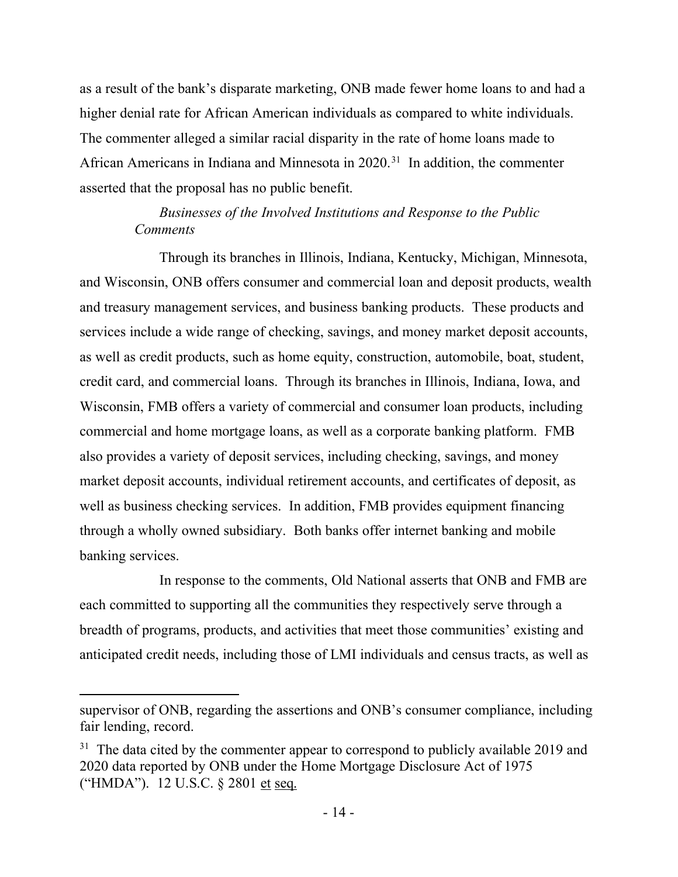as a result of the bank's disparate marketing, ONB made fewer home loans to and had a higher denial rate for African American individuals as compared to white individuals. The commenter alleged a similar racial disparity in the rate of home loans made to African Americans in Indiana and Minnesota in 2020.[31] In addition, the commenter asserted that the proposal has no public benefit.

*Businesses of the Involved Institutions and Response to the Public Comments*

Through its branches in Illinois, Indiana, Kentucky, Michigan, Minnesota, and Wisconsin, ONB offers consumer and commercial loan and deposit products, wealth and treasury management services, and business banking products. These products and services include a wide range of checking, savings, and money market deposit accounts, as well as credit products, such as home equity, construction, automobile, boat, student, credit card, and commercial loans. Through its branches in Illinois, Indiana, Iowa, and Wisconsin, FMB offers a variety of commercial and consumer loan products, including commercial and home mortgage loans, as well as a corporate banking platform. FMB also provides a variety of deposit services, including checking, savings, and money market deposit accounts, individual retirement accounts, and certificates of deposit, as well as business checking services. In addition, FMB provides equipment financing through a wholly owned subsidiary. Both banks offer internet banking and mobile banking services.

In response to the comments, Old National asserts that ONB and FMB are each committed to supporting all the communities they respectively serve through a breadth of programs, products, and activities that meet those communities' existing and anticipated credit needs, including those of LMI individuals and census tracts, as well as

---

supervisor of ONB, regarding the assertions and ONB's consumer compliance, including fair lending, record.

[31] The data cited by the commenter appear to correspond to publicly available 2019 and 2020 data reported by ONB under the Home Mortgage Disclosure Act of 1975 ("HMDA"). 12 U.S.C. § 2801 et seq.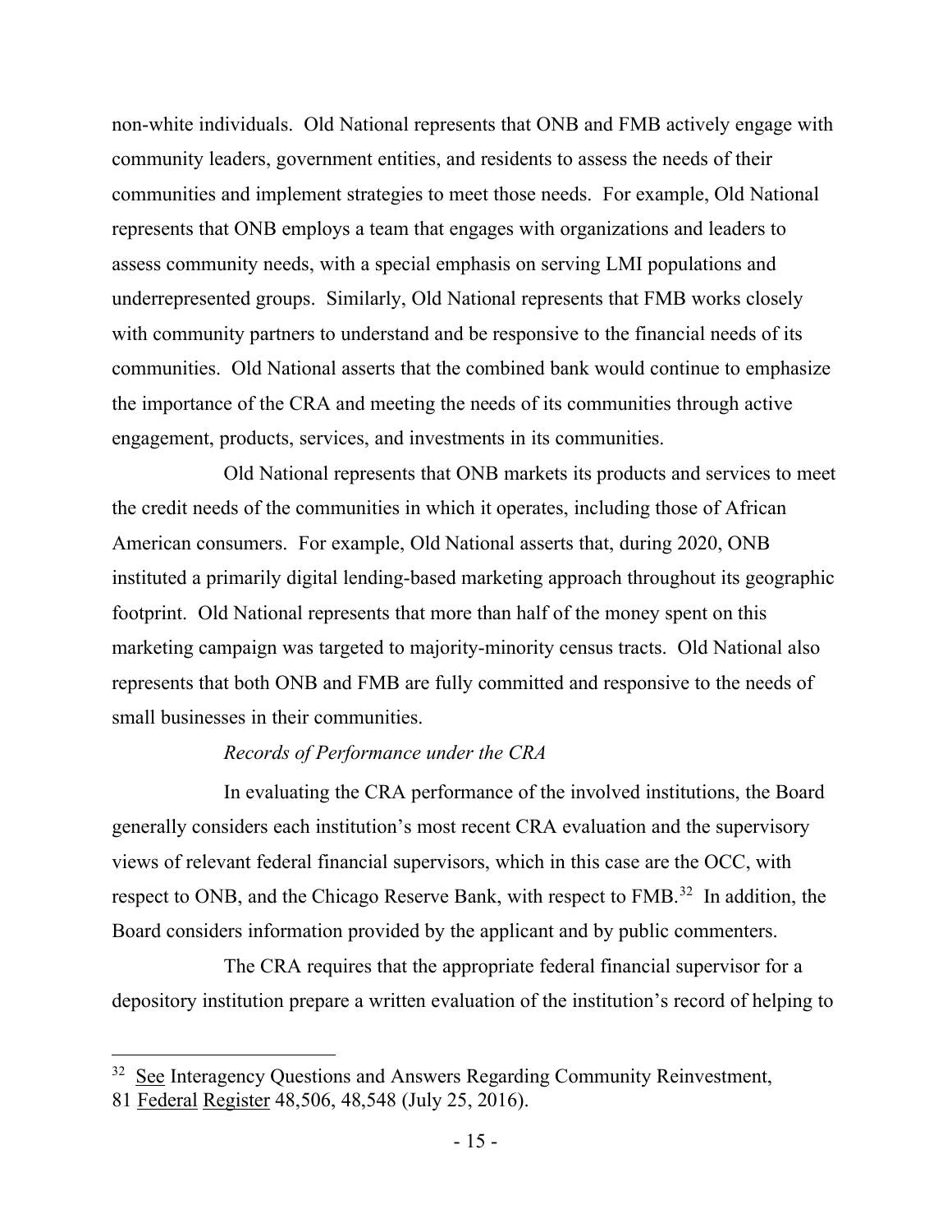non-white individuals. Old National represents that ONB and FMB actively engage with community leaders, government entities, and residents to assess the needs of their communities and implement strategies to meet those needs. For example, Old National represents that ONB employs a team that engages with organizations and leaders to assess community needs, with a special emphasis on serving LMI populations and underrepresented groups. Similarly, Old National represents that FMB works closely with community partners to understand and be responsive to the financial needs of its communities. Old National asserts that the combined bank would continue to emphasize the importance of the CRA and meeting the needs of its communities through active engagement, products, services, and investments in its communities.

Old National represents that ONB markets its products and services to meet the credit needs of the communities in which it operates, including those of African American consumers. For example, Old National asserts that, during 2020, ONB instituted a primarily digital lending-based marketing approach throughout its geographic footprint. Old National represents that more than half of the money spent on this marketing campaign was targeted to majority-minority census tracts. Old National also represents that both ONB and FMB are fully committed and responsive to the needs of small businesses in their communities.

*Records of Performance under the CRA*

In evaluating the CRA performance of the involved institutions, the Board generally considers each institution's most recent CRA evaluation and the supervisory views of relevant federal financial supervisors, which in this case are the OCC, with respect to ONB, and the Chicago Reserve Bank, with respect to FMB.[32] In addition, the Board considers information provided by the applicant and by public commenters.

The CRA requires that the appropriate federal financial supervisor for a depository institution prepare a written evaluation of the institution's record of helping to

---

[32] See Interagency Questions and Answers Regarding Community Reinvestment, 81 Federal Register 48,506, 48,548 (July 25, 2016).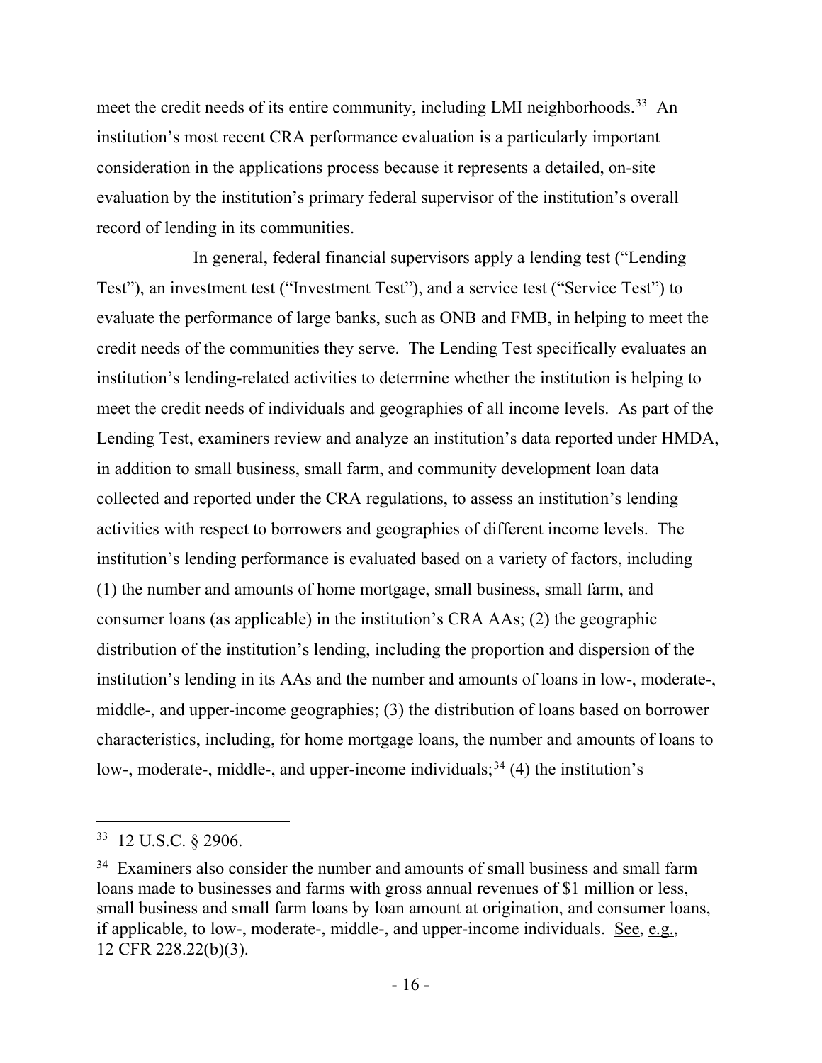meet the credit needs of its entire community, including LMI neighborhoods.[33] An institution's most recent CRA performance evaluation is a particularly important consideration in the applications process because it represents a detailed, on-site evaluation by the institution's primary federal supervisor of the institution's overall record of lending in its communities.

In general, federal financial supervisors apply a lending test ("Lending Test"), an investment test ("Investment Test"), and a service test ("Service Test") to evaluate the performance of large banks, such as ONB and FMB, in helping to meet the credit needs of the communities they serve. The Lending Test specifically evaluates an institution's lending-related activities to determine whether the institution is helping to meet the credit needs of individuals and geographies of all income levels. As part of the Lending Test, examiners review and analyze an institution's data reported under HMDA, in addition to small business, small farm, and community development loan data collected and reported under the CRA regulations, to assess an institution's lending activities with respect to borrowers and geographies of different income levels. The institution's lending performance is evaluated based on a variety of factors, including (1) the number and amounts of home mortgage, small business, small farm, and consumer loans (as applicable) in the institution's CRA AAs; (2) the geographic distribution of the institution's lending, including the proportion and dispersion of the institution's lending in its AAs and the number and amounts of loans in low-, moderate-, middle-, and upper-income geographies; (3) the distribution of loans based on borrower characteristics, including, for home mortgage loans, the number and amounts of loans to low-, moderate-, middle-, and upper-income individuals;[34] (4) the institution's

---

[33] 12 U.S.C. § 2906.

[34] Examiners also consider the number and amounts of small business and small farm loans made to businesses and farms with gross annual revenues of $1 million or less, small business and small farm loans by loan amount at origination, and consumer loans, if applicable, to low-, moderate-, middle-, and upper-income individuals. See, e.g., 12 CFR 228.22(b)(3).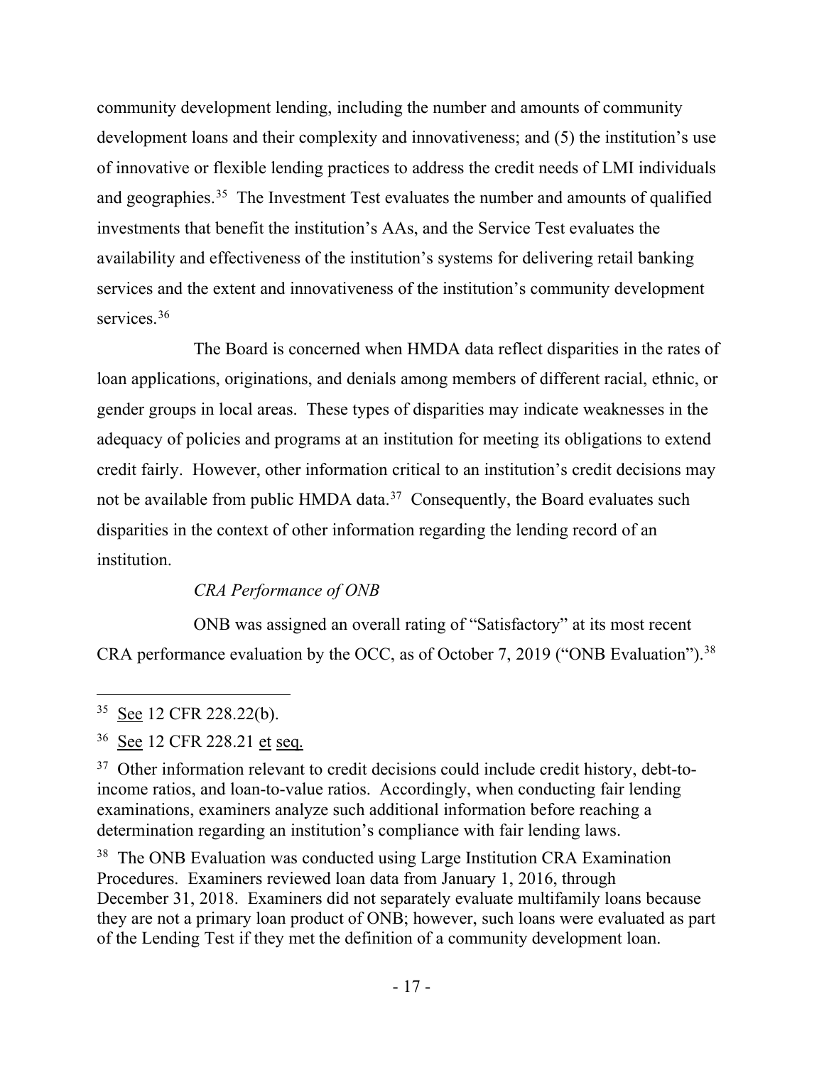community development lending, including the number and amounts of community development loans and their complexity and innovativeness; and (5) the institution's use of innovative or flexible lending practices to address the credit needs of LMI individuals and geographies.[35] The Investment Test evaluates the number and amounts of qualified investments that benefit the institution's AAs, and the Service Test evaluates the availability and effectiveness of the institution's systems for delivering retail banking services and the extent and innovativeness of the institution's community development services.[36]

The Board is concerned when HMDA data reflect disparities in the rates of loan applications, originations, and denials among members of different racial, ethnic, or gender groups in local areas. These types of disparities may indicate weaknesses in the adequacy of policies and programs at an institution for meeting its obligations to extend credit fairly. However, other information critical to an institution's credit decisions may not be available from public HMDA data.[37] Consequently, the Board evaluates such disparities in the context of other information regarding the lending record of an institution.

*CRA Performance of ONB*

ONB was assigned an overall rating of "Satisfactory" at its most recent CRA performance evaluation by the OCC, as of October 7, 2019 ("ONB Evaluation").[38]

---

[35] See 12 CFR 228.22(b).

[36] See 12 CFR 228.21 et seq.

[37] Other information relevant to credit decisions could include credit history, debt-to-income ratios, and loan-to-value ratios. Accordingly, when conducting fair lending examinations, examiners analyze such additional information before reaching a determination regarding an institution's compliance with fair lending laws.

[38] The ONB Evaluation was conducted using Large Institution CRA Examination Procedures. Examiners reviewed loan data from January 1, 2016, through December 31, 2018. Examiners did not separately evaluate multifamily loans because they are not a primary loan product of ONB; however, such loans were evaluated as part of the Lending Test if they met the definition of a community development loan.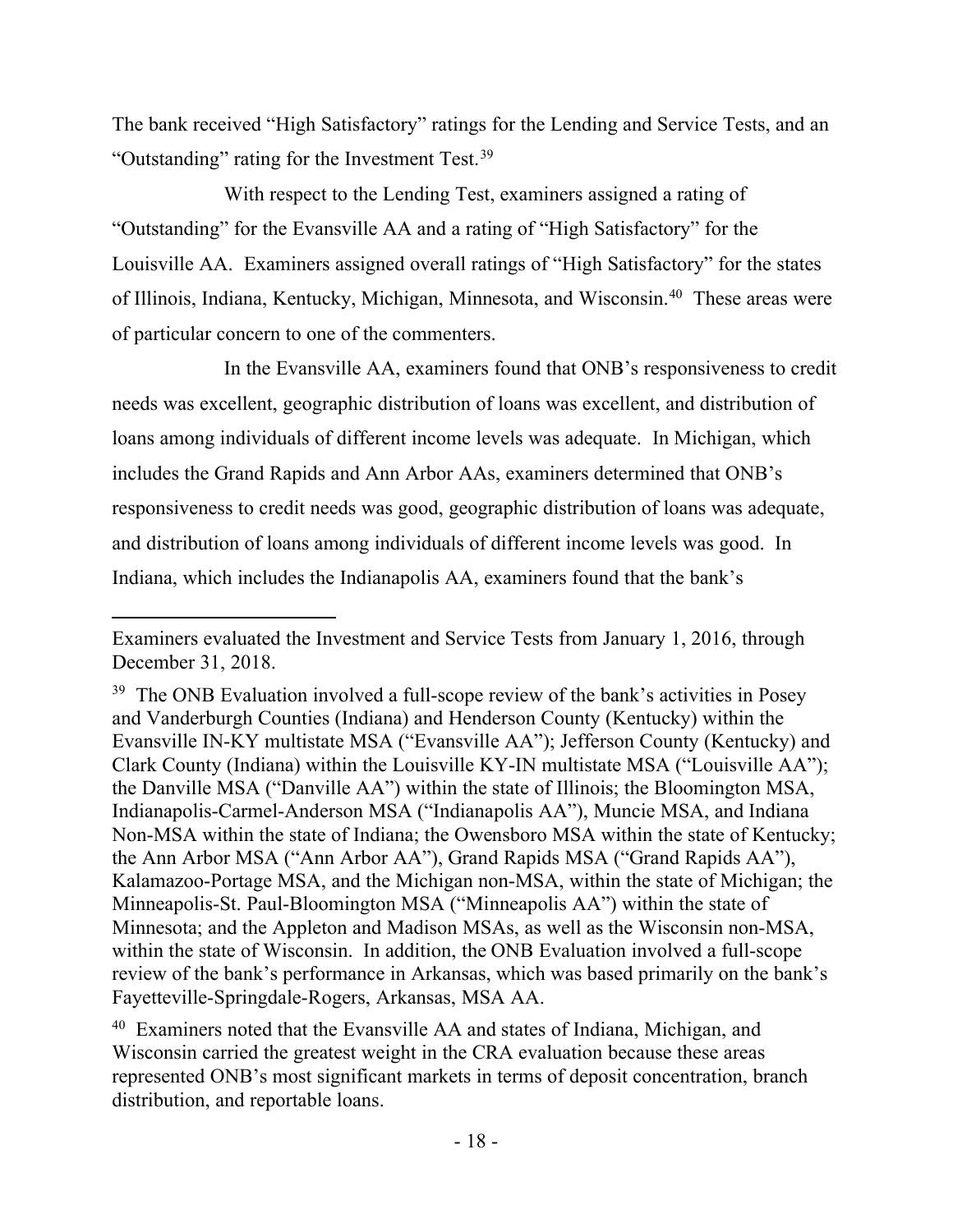The bank received "High Satisfactory" ratings for the Lending and Service Tests, and an "Outstanding" rating for the Investment Test.[39]

With respect to the Lending Test, examiners assigned a rating of "Outstanding" for the Evansville AA and a rating of "High Satisfactory" for the Louisville AA. Examiners assigned overall ratings of "High Satisfactory" for the states of Illinois, Indiana, Kentucky, Michigan, Minnesota, and Wisconsin.[40] These areas were of particular concern to one of the commenters.

In the Evansville AA, examiners found that ONB's responsiveness to credit needs was excellent, geographic distribution of loans was excellent, and distribution of loans among individuals of different income levels was adequate. In Michigan, which includes the Grand Rapids and Ann Arbor AAs, examiners determined that ONB's responsiveness to credit needs was good, geographic distribution of loans was adequate, and distribution of loans among individuals of different income levels was good. In Indiana, which includes the Indianapolis AA, examiners found that the bank's

---

Examiners evaluated the Investment and Service Tests from January 1, 2016, through December 31, 2018.

[39] The ONB Evaluation involved a full-scope review of the bank's activities in Posey and Vanderburgh Counties (Indiana) and Henderson County (Kentucky) within the Evansville IN-KY multistate MSA ("Evansville AA"); Jefferson County (Kentucky) and Clark County (Indiana) within the Louisville KY-IN multistate MSA ("Louisville AA"); the Danville MSA ("Danville AA") within the state of Illinois; the Bloomington MSA, Indianapolis-Carmel-Anderson MSA ("Indianapolis AA"), Muncie MSA, and Indiana Non-MSA within the state of Indiana; the Owensboro MSA within the state of Kentucky; the Ann Arbor MSA ("Ann Arbor AA"), Grand Rapids MSA ("Grand Rapids AA"), Kalamazoo-Portage MSA, and the Michigan non-MSA, within the state of Michigan; the Minneapolis-St. Paul-Bloomington MSA ("Minneapolis AA") within the state of Minnesota; and the Appleton and Madison MSAs, as well as the Wisconsin non-MSA, within the state of Wisconsin. In addition, the ONB Evaluation involved a full-scope review of the bank's performance in Arkansas, which was based primarily on the bank's Fayetteville-Springdale-Rogers, Arkansas, MSA AA.

[40] Examiners noted that the Evansville AA and states of Indiana, Michigan, and Wisconsin carried the greatest weight in the CRA evaluation because these areas represented ONB's most significant markets in terms of deposit concentration, branch distribution, and reportable loans.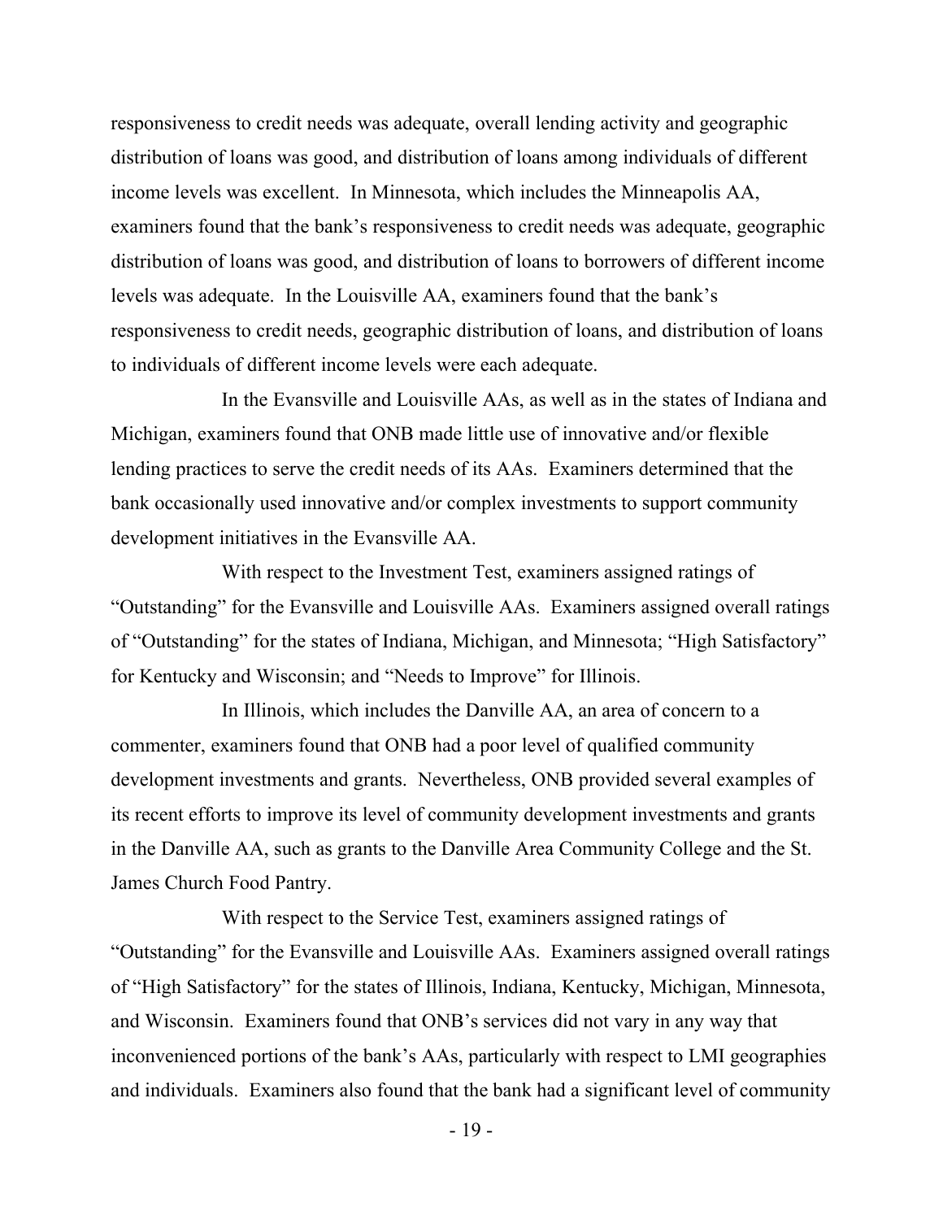responsiveness to credit needs was adequate, overall lending activity and geographic distribution of loans was good, and distribution of loans among individuals of different income levels was excellent. In Minnesota, which includes the Minneapolis AA, examiners found that the bank's responsiveness to credit needs was adequate, geographic distribution of loans was good, and distribution of loans to borrowers of different income levels was adequate. In the Louisville AA, examiners found that the bank's responsiveness to credit needs, geographic distribution of loans, and distribution of loans to individuals of different income levels were each adequate.

In the Evansville and Louisville AAs, as well as in the states of Indiana and Michigan, examiners found that ONB made little use of innovative and/or flexible lending practices to serve the credit needs of its AAs. Examiners determined that the bank occasionally used innovative and/or complex investments to support community development initiatives in the Evansville AA.

With respect to the Investment Test, examiners assigned ratings of "Outstanding" for the Evansville and Louisville AAs. Examiners assigned overall ratings of "Outstanding" for the states of Indiana, Michigan, and Minnesota; "High Satisfactory" for Kentucky and Wisconsin; and "Needs to Improve" for Illinois.

In Illinois, which includes the Danville AA, an area of concern to a commenter, examiners found that ONB had a poor level of qualified community development investments and grants. Nevertheless, ONB provided several examples of its recent efforts to improve its level of community development investments and grants in the Danville AA, such as grants to the Danville Area Community College and the St. James Church Food Pantry.

With respect to the Service Test, examiners assigned ratings of "Outstanding" for the Evansville and Louisville AAs. Examiners assigned overall ratings of "High Satisfactory" for the states of Illinois, Indiana, Kentucky, Michigan, Minnesota, and Wisconsin. Examiners found that ONB's services did not vary in any way that inconvenienced portions of the bank's AAs, particularly with respect to LMI geographies and individuals. Examiners also found that the bank had a significant level of community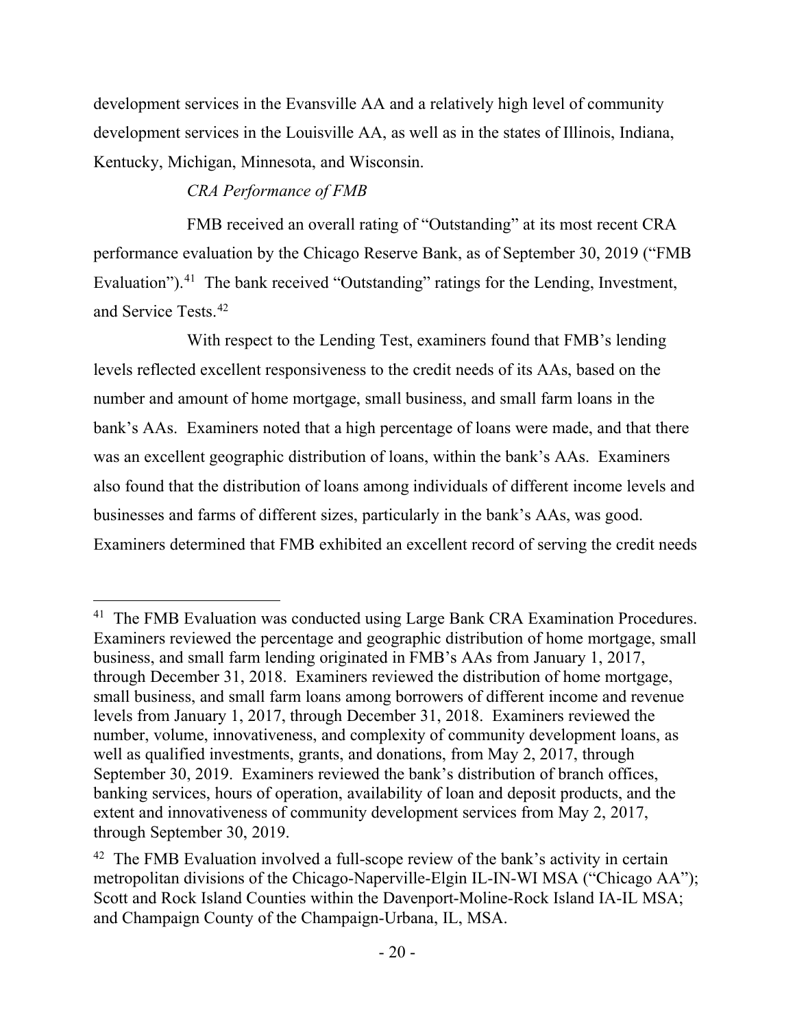development services in the Evansville AA and a relatively high level of community development services in the Louisville AA, as well as in the states of Illinois, Indiana, Kentucky, Michigan, Minnesota, and Wisconsin.

*CRA Performance of FMB*

FMB received an overall rating of "Outstanding" at its most recent CRA performance evaluation by the Chicago Reserve Bank, as of September 30, 2019 ("FMB Evaluation").[41] The bank received "Outstanding" ratings for the Lending, Investment, and Service Tests.[42]

With respect to the Lending Test, examiners found that FMB's lending levels reflected excellent responsiveness to the credit needs of its AAs, based on the number and amount of home mortgage, small business, and small farm loans in the bank's AAs. Examiners noted that a high percentage of loans were made, and that there was an excellent geographic distribution of loans, within the bank's AAs. Examiners also found that the distribution of loans among individuals of different income levels and businesses and farms of different sizes, particularly in the bank's AAs, was good. Examiners determined that FMB exhibited an excellent record of serving the credit needs

---

[41] The FMB Evaluation was conducted using Large Bank CRA Examination Procedures. Examiners reviewed the percentage and geographic distribution of home mortgage, small business, and small farm lending originated in FMB's AAs from January 1, 2017, through December 31, 2018. Examiners reviewed the distribution of home mortgage, small business, and small farm loans among borrowers of different income and revenue levels from January 1, 2017, through December 31, 2018. Examiners reviewed the number, volume, innovativeness, and complexity of community development loans, as well as qualified investments, grants, and donations, from May 2, 2017, through September 30, 2019. Examiners reviewed the bank's distribution of branch offices, banking services, hours of operation, availability of loan and deposit products, and the extent and innovativeness of community development services from May 2, 2017, through September 30, 2019.

[42] The FMB Evaluation involved a full-scope review of the bank's activity in certain metropolitan divisions of the Chicago-Naperville-Elgin IL-IN-WI MSA ("Chicago AA"); Scott and Rock Island Counties within the Davenport-Moline-Rock Island IA-IL MSA; and Champaign County of the Champaign-Urbana, IL, MSA.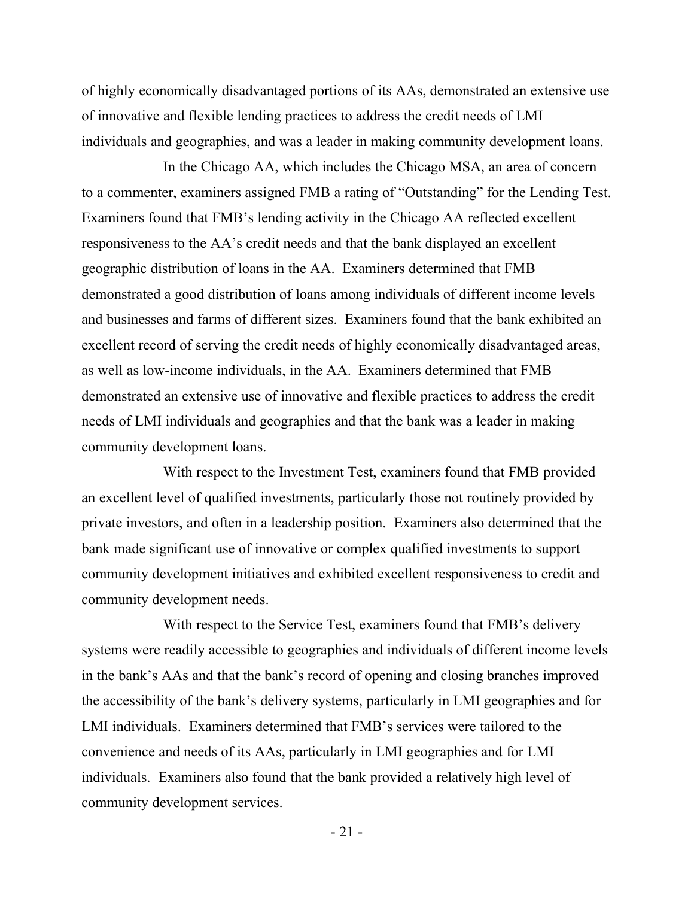of highly economically disadvantaged portions of its AAs, demonstrated an extensive use of innovative and flexible lending practices to address the credit needs of LMI individuals and geographies, and was a leader in making community development loans.

In the Chicago AA, which includes the Chicago MSA, an area of concern to a commenter, examiners assigned FMB a rating of "Outstanding" for the Lending Test. Examiners found that FMB's lending activity in the Chicago AA reflected excellent responsiveness to the AA's credit needs and that the bank displayed an excellent geographic distribution of loans in the AA. Examiners determined that FMB demonstrated a good distribution of loans among individuals of different income levels and businesses and farms of different sizes. Examiners found that the bank exhibited an excellent record of serving the credit needs of highly economically disadvantaged areas, as well as low-income individuals, in the AA. Examiners determined that FMB demonstrated an extensive use of innovative and flexible practices to address the credit needs of LMI individuals and geographies and that the bank was a leader in making community development loans.

With respect to the Investment Test, examiners found that FMB provided an excellent level of qualified investments, particularly those not routinely provided by private investors, and often in a leadership position. Examiners also determined that the bank made significant use of innovative or complex qualified investments to support community development initiatives and exhibited excellent responsiveness to credit and community development needs.

With respect to the Service Test, examiners found that FMB's delivery systems were readily accessible to geographies and individuals of different income levels in the bank's AAs and that the bank's record of opening and closing branches improved the accessibility of the bank's delivery systems, particularly in LMI geographies and for LMI individuals. Examiners determined that FMB's services were tailored to the convenience and needs of its AAs, particularly in LMI geographies and for LMI individuals. Examiners also found that the bank provided a relatively high level of community development services.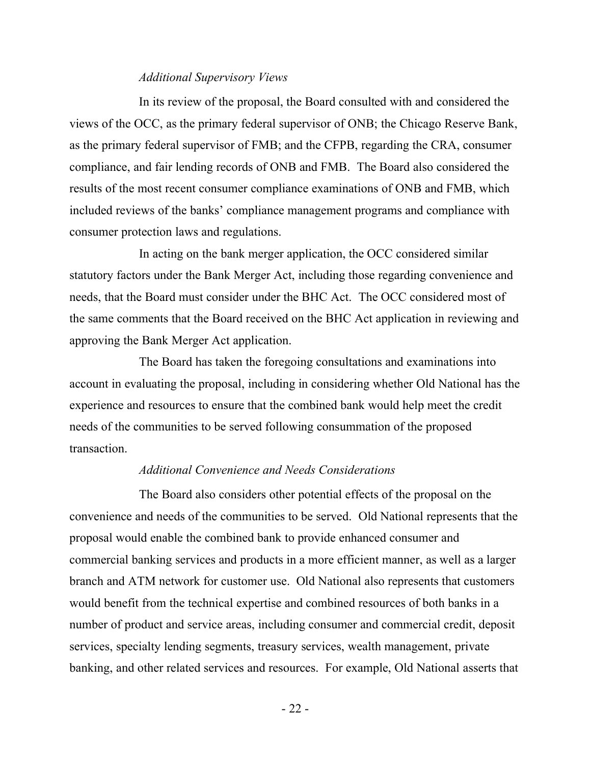*Additional Supervisory Views*

In its review of the proposal, the Board consulted with and considered the views of the OCC, as the primary federal supervisor of ONB; the Chicago Reserve Bank, as the primary federal supervisor of FMB; and the CFPB, regarding the CRA, consumer compliance, and fair lending records of ONB and FMB. The Board also considered the results of the most recent consumer compliance examinations of ONB and FMB, which included reviews of the banks' compliance management programs and compliance with consumer protection laws and regulations.

In acting on the bank merger application, the OCC considered similar statutory factors under the Bank Merger Act, including those regarding convenience and needs, that the Board must consider under the BHC Act. The OCC considered most of the same comments that the Board received on the BHC Act application in reviewing and approving the Bank Merger Act application.

The Board has taken the foregoing consultations and examinations into account in evaluating the proposal, including in considering whether Old National has the experience and resources to ensure that the combined bank would help meet the credit needs of the communities to be served following consummation of the proposed transaction.

*Additional Convenience and Needs Considerations*

The Board also considers other potential effects of the proposal on the convenience and needs of the communities to be served. Old National represents that the proposal would enable the combined bank to provide enhanced consumer and commercial banking services and products in a more efficient manner, as well as a larger branch and ATM network for customer use. Old National also represents that customers would benefit from the technical expertise and combined resources of both banks in a number of product and service areas, including consumer and commercial credit, deposit services, specialty lending segments, treasury services, wealth management, private banking, and other related services and resources. For example, Old National asserts that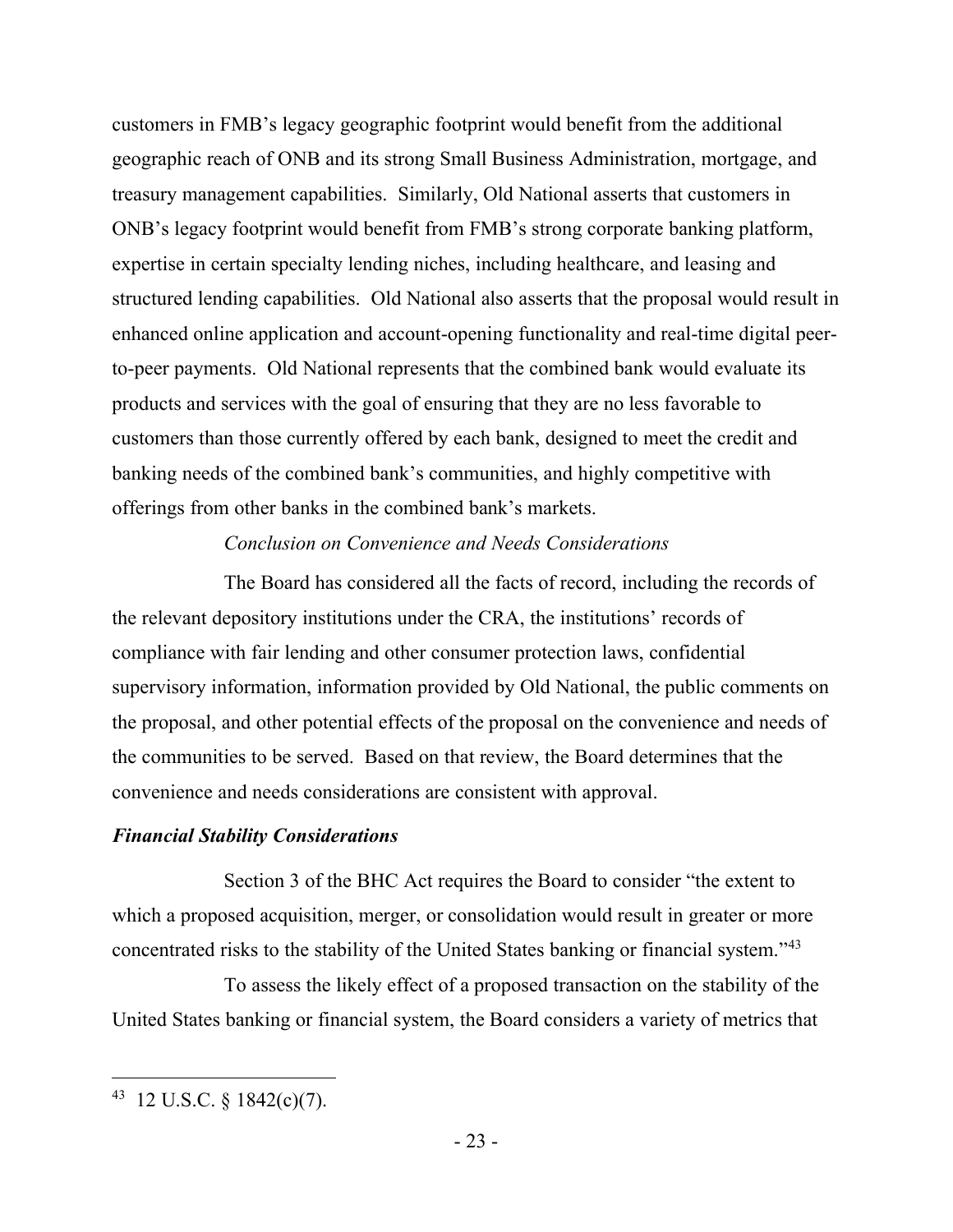customers in FMB's legacy geographic footprint would benefit from the additional geographic reach of ONB and its strong Small Business Administration, mortgage, and treasury management capabilities. Similarly, Old National asserts that customers in ONB's legacy footprint would benefit from FMB's strong corporate banking platform, expertise in certain specialty lending niches, including healthcare, and leasing and structured lending capabilities. Old National also asserts that the proposal would result in enhanced online application and account-opening functionality and real-time digital peer-to-peer payments. Old National represents that the combined bank would evaluate its products and services with the goal of ensuring that they are no less favorable to customers than those currently offered by each bank, designed to meet the credit and banking needs of the combined bank's communities, and highly competitive with offerings from other banks in the combined bank's markets.

*Conclusion on Convenience and Needs Considerations*

The Board has considered all the facts of record, including the records of the relevant depository institutions under the CRA, the institutions' records of compliance with fair lending and other consumer protection laws, confidential supervisory information, information provided by Old National, the public comments on the proposal, and other potential effects of the proposal on the convenience and needs of the communities to be served. Based on that review, the Board determines that the convenience and needs considerations are consistent with approval.

***Financial Stability Considerations***

Section 3 of the BHC Act requires the Board to consider "the extent to which a proposed acquisition, merger, or consolidation would result in greater or more concentrated risks to the stability of the United States banking or financial system."[43]

To assess the likely effect of a proposed transaction on the stability of the United States banking or financial system, the Board considers a variety of metrics that

[43] 12 U.S.C. § 1842(c)(7).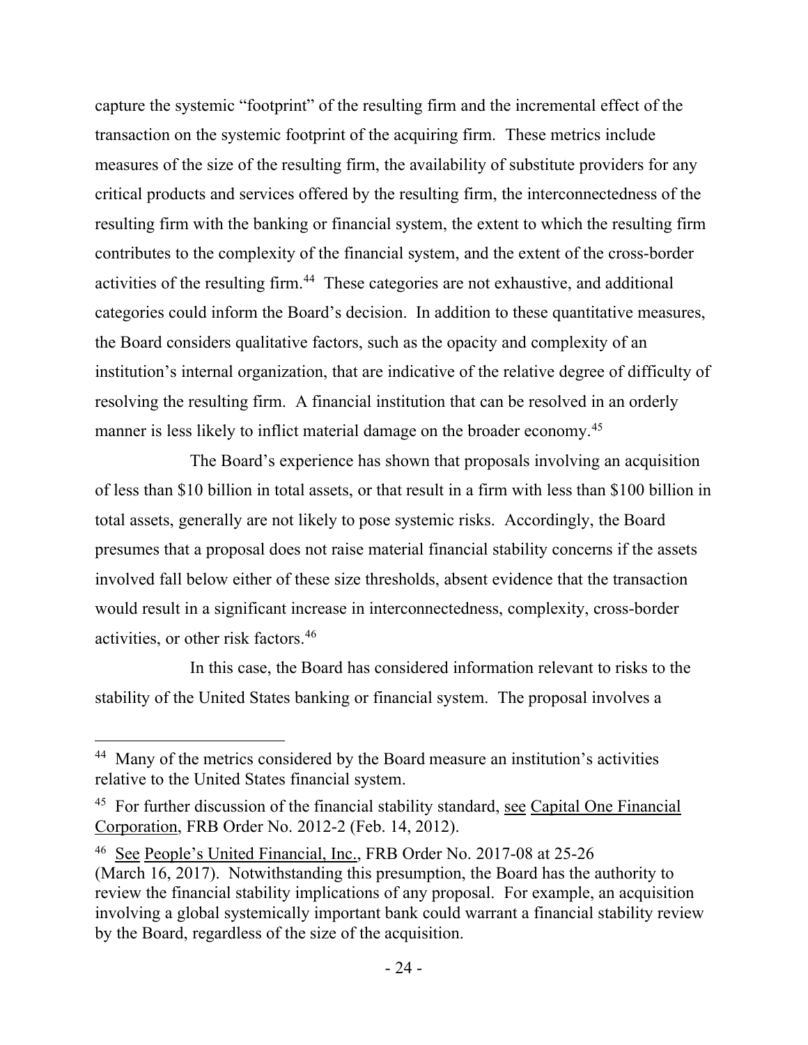capture the systemic "footprint" of the resulting firm and the incremental effect of the transaction on the systemic footprint of the acquiring firm. These metrics include measures of the size of the resulting firm, the availability of substitute providers for any critical products and services offered by the resulting firm, the interconnectedness of the resulting firm with the banking or financial system, the extent to which the resulting firm contributes to the complexity of the financial system, and the extent of the cross-border activities of the resulting firm.[44] These categories are not exhaustive, and additional categories could inform the Board's decision. In addition to these quantitative measures, the Board considers qualitative factors, such as the opacity and complexity of an institution's internal organization, that are indicative of the relative degree of difficulty of resolving the resulting firm. A financial institution that can be resolved in an orderly manner is less likely to inflict material damage on the broader economy.[45]

The Board's experience has shown that proposals involving an acquisition of less than \$10 billion in total assets, or that result in a firm with less than \$100 billion in total assets, generally are not likely to pose systemic risks. Accordingly, the Board presumes that a proposal does not raise material financial stability concerns if the assets involved fall below either of these size thresholds, absent evidence that the transaction would result in a significant increase in interconnectedness, complexity, cross-border activities, or other risk factors.[46]

In this case, the Board has considered information relevant to risks to the stability of the United States banking or financial system. The proposal involves a

---

[44] Many of the metrics considered by the Board measure an institution's activities relative to the United States financial system.

[45] For further discussion of the financial stability standard, see Capital One Financial Corporation, FRB Order No. 2012-2 (Feb. 14, 2012).

[46] See People's United Financial, Inc., FRB Order No. 2017-08 at 25-26 (March 16, 2017). Notwithstanding this presumption, the Board has the authority to review the financial stability implications of any proposal. For example, an acquisition involving a global systemically important bank could warrant a financial stability review by the Board, regardless of the size of the acquisition.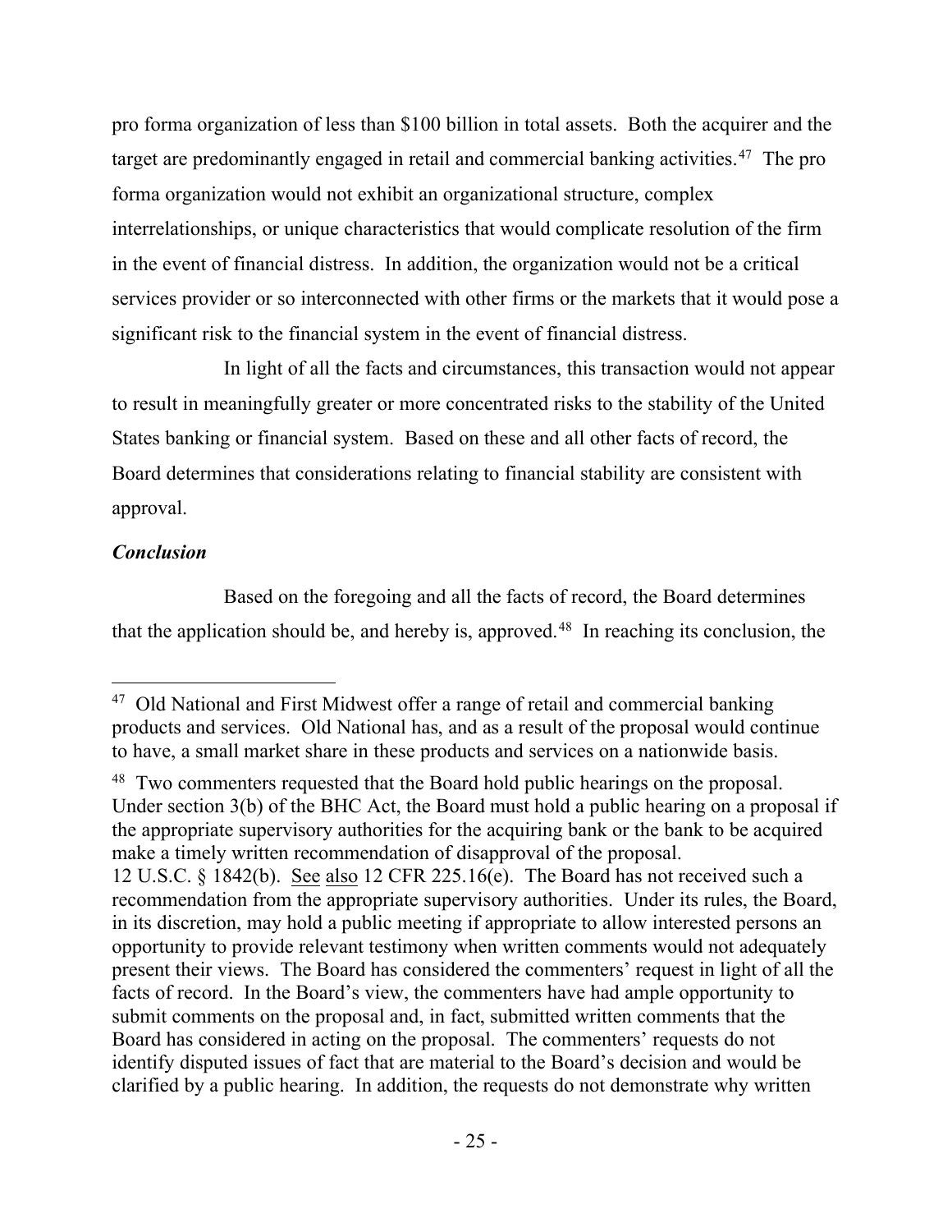pro forma organization of less than $100 billion in total assets. Both the acquirer and the target are predominantly engaged in retail and commercial banking activities.[47] The pro forma organization would not exhibit an organizational structure, complex interrelationships, or unique characteristics that would complicate resolution of the firm in the event of financial distress. In addition, the organization would not be a critical services provider or so interconnected with other firms or the markets that it would pose a significant risk to the financial system in the event of financial distress.

In light of all the facts and circumstances, this transaction would not appear to result in meaningfully greater or more concentrated risks to the stability of the United States banking or financial system. Based on these and all other facts of record, the Board determines that considerations relating to financial stability are consistent with approval.

***Conclusion***

Based on the foregoing and all the facts of record, the Board determines that the application should be, and hereby is, approved.[48] In reaching its conclusion, the

---

[47] Old National and First Midwest offer a range of retail and commercial banking products and services. Old National has, and as a result of the proposal would continue to have, a small market share in these products and services on a nationwide basis.

[48] Two commenters requested that the Board hold public hearings on the proposal. Under section 3(b) of the BHC Act, the Board must hold a public hearing on a proposal if the appropriate supervisory authorities for the acquiring bank or the bank to be acquired make a timely written recommendation of disapproval of the proposal. 12 U.S.C. § 1842(b). See also 12 CFR 225.16(e). The Board has not received such a recommendation from the appropriate supervisory authorities. Under its rules, the Board, in its discretion, may hold a public meeting if appropriate to allow interested persons an opportunity to provide relevant testimony when written comments would not adequately present their views. The Board has considered the commenters' request in light of all the facts of record. In the Board's view, the commenters have had ample opportunity to submit comments on the proposal and, in fact, submitted written comments that the Board has considered in acting on the proposal. The commenters' requests do not identify disputed issues of fact that are material to the Board's decision and would be clarified by a public hearing. In addition, the requests do not demonstrate why written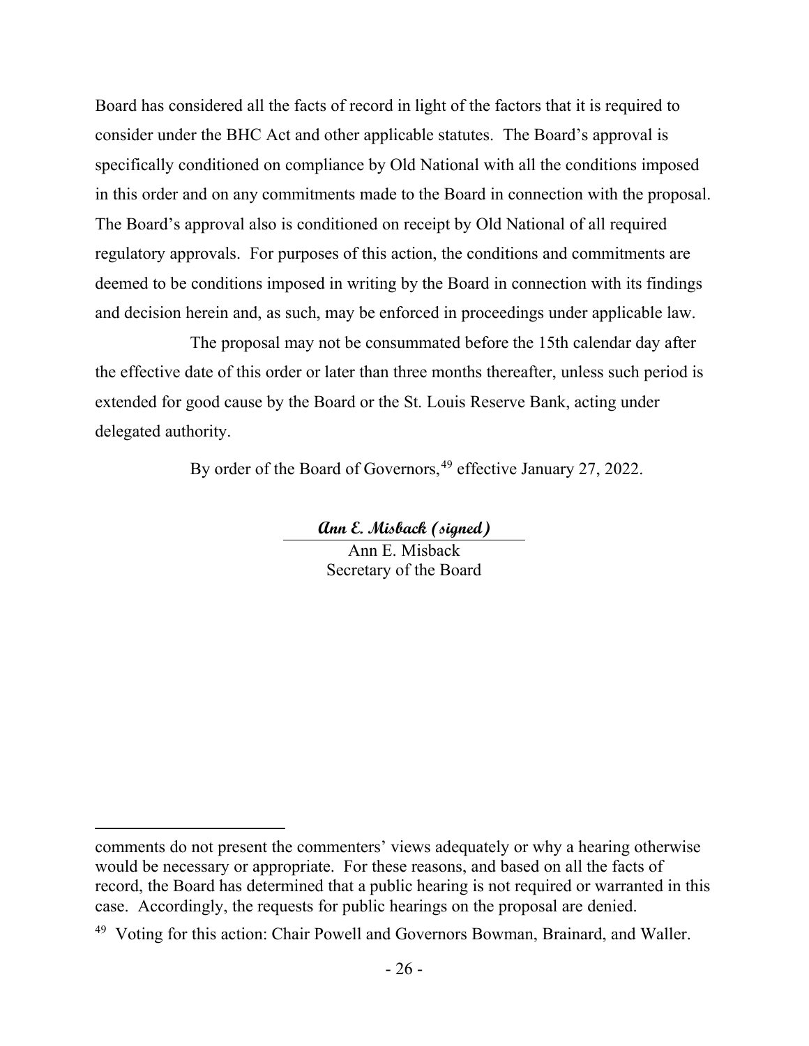Board has considered all the facts of record in light of the factors that it is required to consider under the BHC Act and other applicable statutes. The Board's approval is specifically conditioned on compliance by Old National with all the conditions imposed in this order and on any commitments made to the Board in connection with the proposal. The Board's approval also is conditioned on receipt by Old National of all required regulatory approvals. For purposes of this action, the conditions and commitments are deemed to be conditions imposed in writing by the Board in connection with its findings and decision herein and, as such, may be enforced in proceedings under applicable law.

The proposal may not be consummated before the 15th calendar day after the effective date of this order or later than three months thereafter, unless such period is extended for good cause by the Board or the St. Louis Reserve Bank, acting under delegated authority.

By order of the Board of Governors,[49] effective January 27, 2022.

*Ann E. Misback (signed)*

Ann E. Misback
Secretary of the Board

---

comments do not present the commenters' views adequately or why a hearing otherwise would be necessary or appropriate. For these reasons, and based on all the facts of record, the Board has determined that a public hearing is not required or warranted in this case. Accordingly, the requests for public hearings on the proposal are denied.

[49] Voting for this action: Chair Powell and Governors Bowman, Brainard, and Waller.